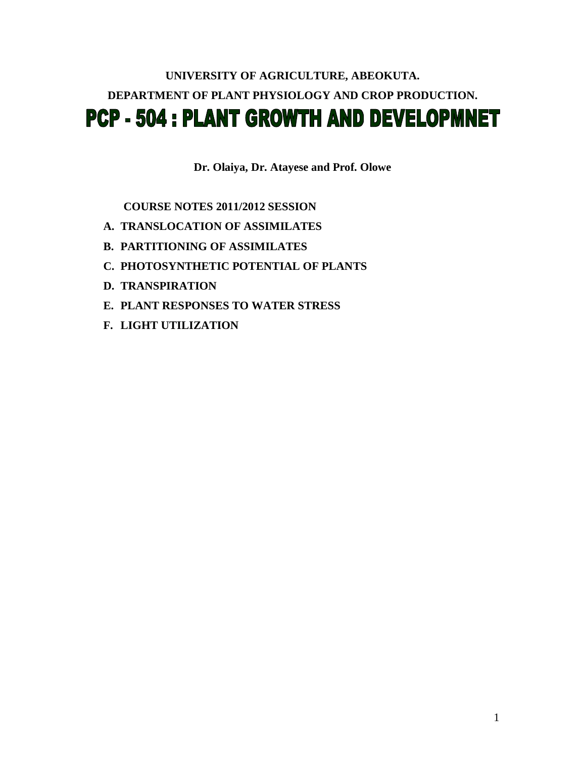**UNIVERSITY OF AGRICULTURE, ABEOKUTA.**

**DEPARTMENT OF PLANT PHYSIOLOGY AND CROP PRODUCTION.**

# PCP - 504 : PLANT GROWTH AND DEVELOPMNET

**Dr. Olaiya, Dr. Atayese and Prof. Olowe**

**COURSE NOTES 2011/2012 SESSION**

A. **TRANSLOCATION OF ASSIMILATES**
B. **PARTITIONING OF ASSIMILATES**
C. **PHOTOSYNTHETIC POTENTIAL OF PLANTS**
D. **TRANSPIRATION**
E. **PLANT RESPONSES TO WATER STRESS**
F. **LIGHT UTILIZATION**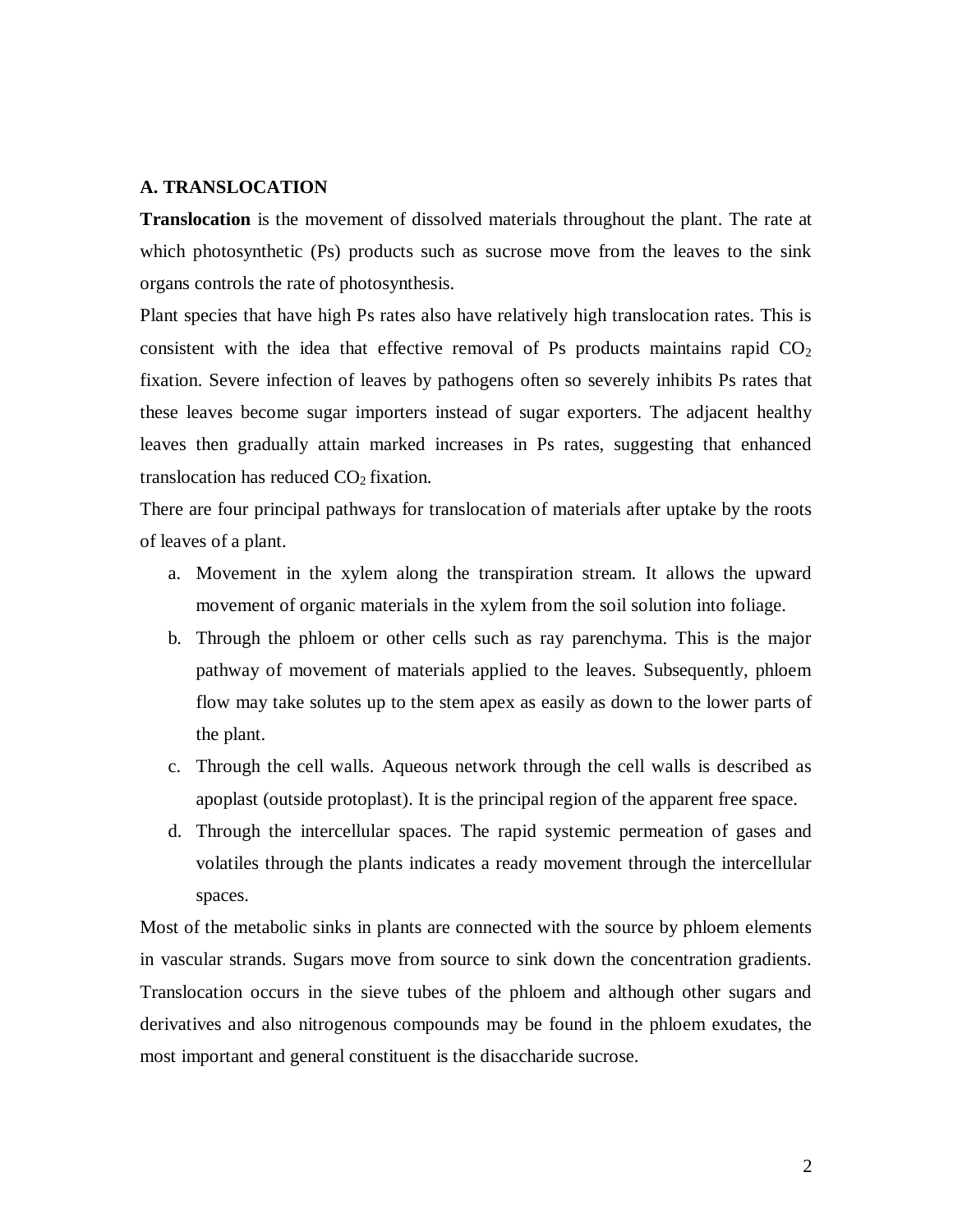## A. TRANSLOCATION

**Translocation** is the movement of dissolved materials throughout the plant. The rate at which photosynthetic (Ps) products such as sucrose move from the leaves to the sink organs controls the rate of photosynthesis.

Plant species that have high Ps rates also have relatively high translocation rates. This is consistent with the idea that effective removal of Ps products maintains rapid $CO_2$ fixation. Severe infection of leaves by pathogens often so severely inhibits Ps rates that these leaves become sugar importers instead of sugar exporters. The adjacent healthy leaves then gradually attain marked increases in Ps rates, suggesting that enhanced translocation has reduced $CO_2$ fixation.

There are four principal pathways for translocation of materials after uptake by the roots of leaves of a plant.

a. Movement in the xylem along the transpiration stream. It allows the upward movement of organic materials in the xylem from the soil solution into foliage.
b. Through the phloem or other cells such as ray parenchyma. This is the major pathway of movement of materials applied to the leaves. Subsequently, phloem flow may take solutes up to the stem apex as easily as down to the lower parts of the plant.
c. Through the cell walls. Aqueous network through the cell walls is described as apoplast (outside protoplast). It is the principal region of the apparent free space.
d. Through the intercellular spaces. The rapid systemic permeation of gases and volatiles through the plants indicates a ready movement through the intercellular spaces.

Most of the metabolic sinks in plants are connected with the source by phloem elements in vascular strands. Sugars move from source to sink down the concentration gradients. Translocation occurs in the sieve tubes of the phloem and although other sugars and derivatives and also nitrogenous compounds may be found in the phloem exudates, the most important and general constituent is the disaccharide sucrose.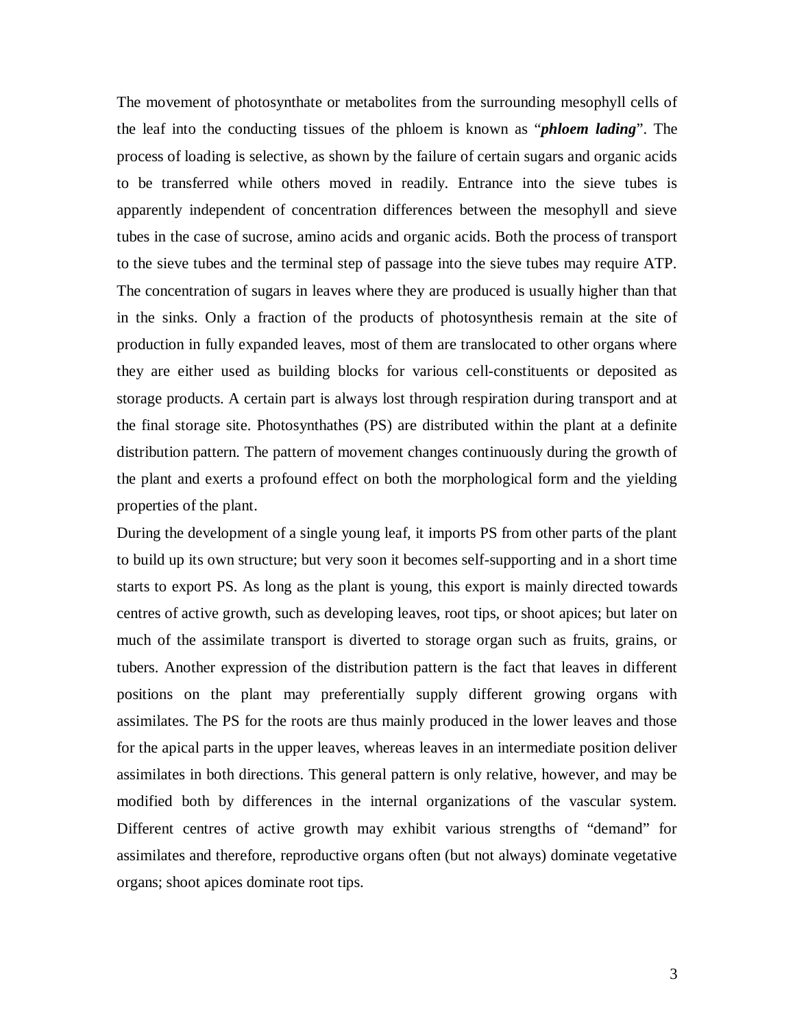The movement of photosynthate or metabolites from the surrounding mesophyll cells of the leaf into the conducting tissues of the phloem is known as "***phloem lading***". The process of loading is selective, as shown by the failure of certain sugars and organic acids to be transferred while others moved in readily. Entrance into the sieve tubes is apparently independent of concentration differences between the mesophyll and sieve tubes in the case of sucrose, amino acids and organic acids. Both the process of transport to the sieve tubes and the terminal step of passage into the sieve tubes may require ATP. The concentration of sugars in leaves where they are produced is usually higher than that in the sinks. Only a fraction of the products of photosynthesis remain at the site of production in fully expanded leaves, most of them are translocated to other organs where they are either used as building blocks for various cell-constituents or deposited as storage products. A certain part is always lost through respiration during transport and at the final storage site. Photosynthathes (PS) are distributed within the plant at a definite distribution pattern. The pattern of movement changes continuously during the growth of the plant and exerts a profound effect on both the morphological form and the yielding properties of the plant.

During the development of a single young leaf, it imports PS from other parts of the plant to build up its own structure; but very soon it becomes self-supporting and in a short time starts to export PS. As long as the plant is young, this export is mainly directed towards centres of active growth, such as developing leaves, root tips, or shoot apices; but later on much of the assimilate transport is diverted to storage organ such as fruits, grains, or tubers. Another expression of the distribution pattern is the fact that leaves in different positions on the plant may preferentially supply different growing organs with assimilates. The PS for the roots are thus mainly produced in the lower leaves and those for the apical parts in the upper leaves, whereas leaves in an intermediate position deliver assimilates in both directions. This general pattern is only relative, however, and may be modified both by differences in the internal organizations of the vascular system. Different centres of active growth may exhibit various strengths of "demand" for assimilates and therefore, reproductive organs often (but not always) dominate vegetative organs; shoot apices dominate root tips.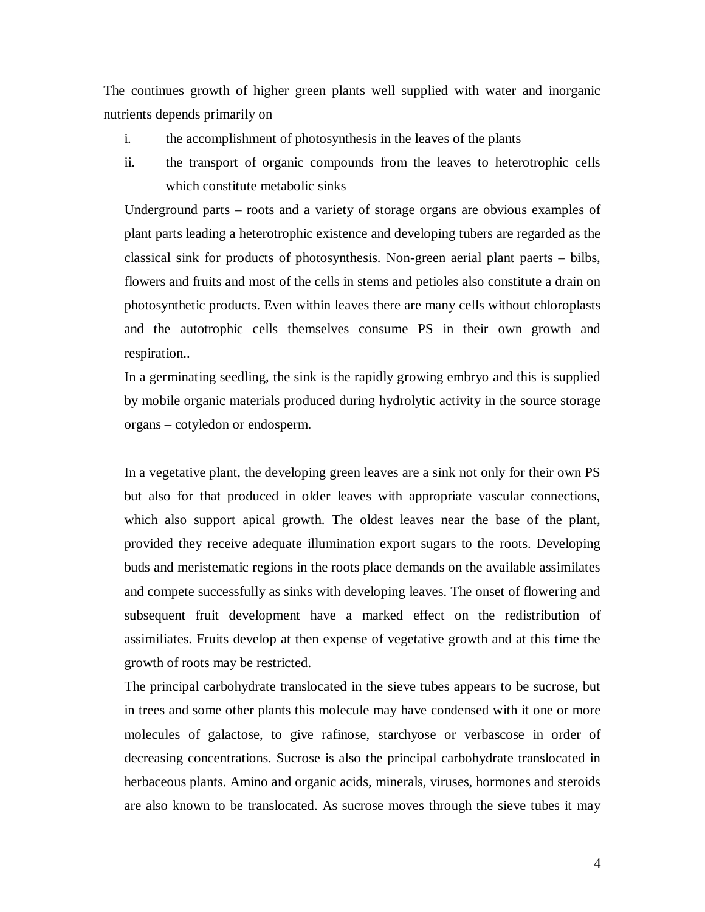The continues growth of higher green plants well supplied with water and inorganic nutrients depends primarily on

i. the accomplishment of photosynthesis in the leaves of the plants
ii. the transport of organic compounds from the leaves to heterotrophic cells which constitute metabolic sinks

Underground parts – roots and a variety of storage organs are obvious examples of plant parts leading a heterotrophic existence and developing tubers are regarded as the classical sink for products of photosynthesis. Non-green aerial plant paerts – bilbs, flowers and fruits and most of the cells in stems and petioles also constitute a drain on photosynthetic products. Even within leaves there are many cells without chloroplasts and the autotrophic cells themselves consume PS in their own growth and respiration..

In a germinating seedling, the sink is the rapidly growing embryo and this is supplied by mobile organic materials produced during hydrolytic activity in the source storage organs – cotyledon or endosperm.

In a vegetative plant, the developing green leaves are a sink not only for their own PS but also for that produced in older leaves with appropriate vascular connections, which also support apical growth. The oldest leaves near the base of the plant, provided they receive adequate illumination export sugars to the roots. Developing buds and meristematic regions in the roots place demands on the available assimilates and compete successfully as sinks with developing leaves. The onset of flowering and subsequent fruit development have a marked effect on the redistribution of assimiliates. Fruits develop at then expense of vegetative growth and at this time the growth of roots may be restricted.

The principal carbohydrate translocated in the sieve tubes appears to be sucrose, but in trees and some other plants this molecule may have condensed with it one or more molecules of galactose, to give rafinose, starchyose or verbascose in order of decreasing concentrations. Sucrose is also the principal carbohydrate translocated in herbaceous plants. Amino and organic acids, minerals, viruses, hormones and steroids are also known to be translocated. As sucrose moves through the sieve tubes it may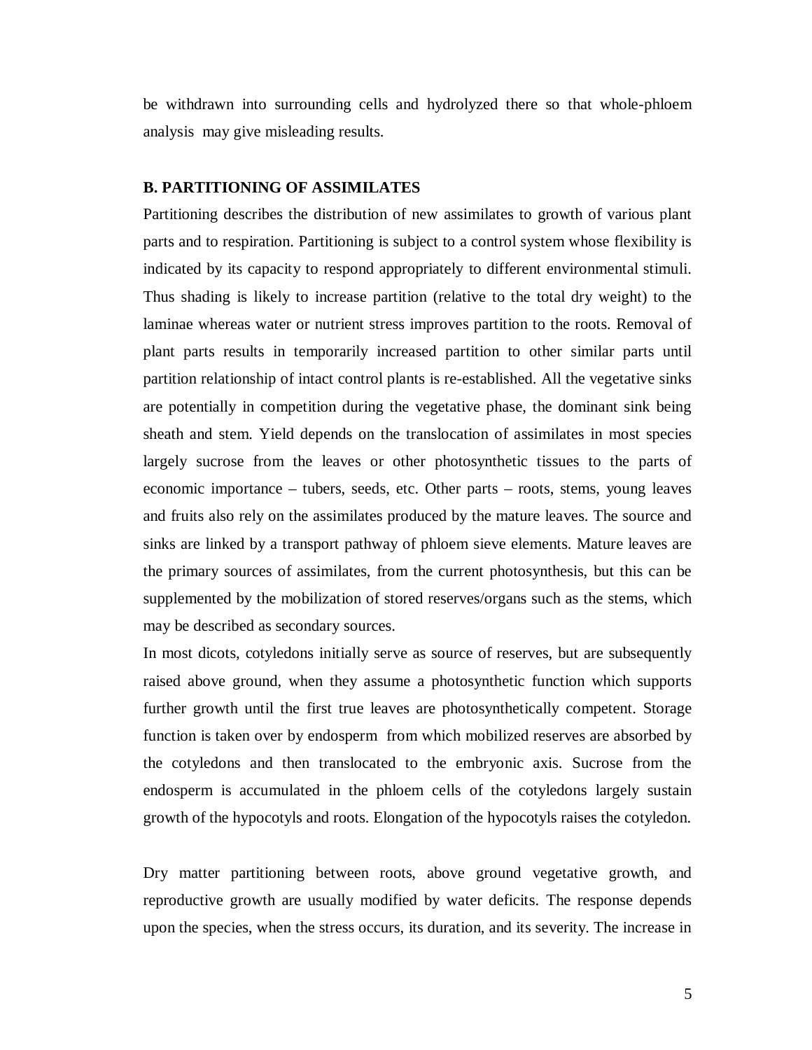be withdrawn into surrounding cells and hydrolyzed there so that whole-phloem analysis may give misleading results.

### B. PARTITIONING OF ASSIMILATES

Partitioning describes the distribution of new assimilates to growth of various plant parts and to respiration. Partitioning is subject to a control system whose flexibility is indicated by its capacity to respond appropriately to different environmental stimuli. Thus shading is likely to increase partition (relative to the total dry weight) to the laminae whereas water or nutrient stress improves partition to the roots. Removal of plant parts results in temporarily increased partition to other similar parts until partition relationship of intact control plants is re-established. All the vegetative sinks are potentially in competition during the vegetative phase, the dominant sink being sheath and stem. Yield depends on the translocation of assimilates in most species largely sucrose from the leaves or other photosynthetic tissues to the parts of economic importance – tubers, seeds, etc. Other parts – roots, stems, young leaves and fruits also rely on the assimilates produced by the mature leaves. The source and sinks are linked by a transport pathway of phloem sieve elements. Mature leaves are the primary sources of assimilates, from the current photosynthesis, but this can be supplemented by the mobilization of stored reserves/organs such as the stems, which may be described as secondary sources.

In most dicots, cotyledons initially serve as source of reserves, but are subsequently raised above ground, when they assume a photosynthetic function which supports further growth until the first true leaves are photosynthetically competent. Storage function is taken over by endosperm from which mobilized reserves are absorbed by the cotyledons and then translocated to the embryonic axis. Sucrose from the endosperm is accumulated in the phloem cells of the cotyledons largely sustain growth of the hypocotyls and roots. Elongation of the hypocotyls raises the cotyledon.

Dry matter partitioning between roots, above ground vegetative growth, and reproductive growth are usually modified by water deficits. The response depends upon the species, when the stress occurs, its duration, and its severity. The increase in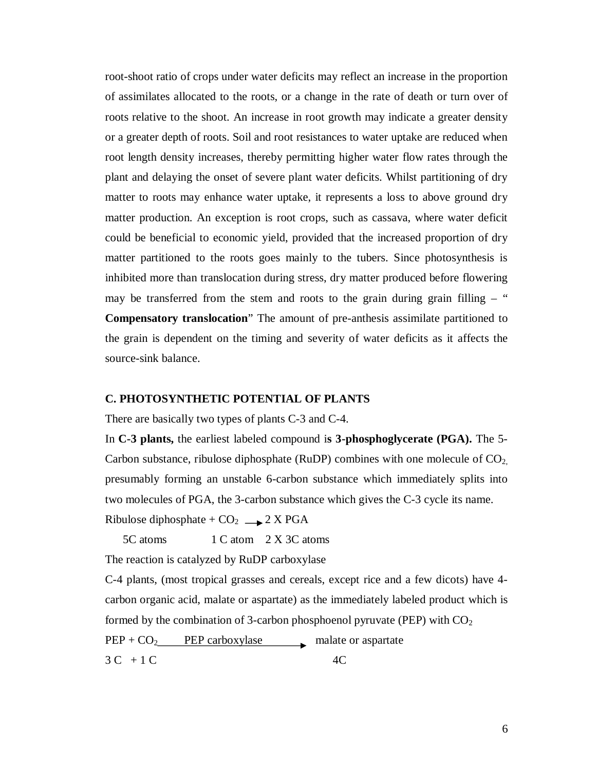root-shoot ratio of crops under water deficits may reflect an increase in the proportion of assimilates allocated to the roots, or a change in the rate of death or turn over of roots relative to the shoot. An increase in root growth may indicate a greater density or a greater depth of roots. Soil and root resistances to water uptake are reduced when root length density increases, thereby permitting higher water flow rates through the plant and delaying the onset of severe plant water deficits. Whilst partitioning of dry matter to roots may enhance water uptake, it represents a loss to above ground dry matter production. An exception is root crops, such as cassava, where water deficit could be beneficial to economic yield, provided that the increased proportion of dry matter partitioned to the roots goes mainly to the tubers. Since photosynthesis is inhibited more than translocation during stress, dry matter produced before flowering may be transferred from the stem and roots to the grain during grain filling – " **Compensatory translocation**" The amount of pre-anthesis assimilate partitioned to the grain is dependent on the timing and severity of water deficits as it affects the source-sink balance.

### C. PHOTOSYNTHETIC POTENTIAL OF PLANTS

There are basically two types of plants C-3 and C-4.

In **C-3 plants,** the earliest labeled compound i**s 3-phosphoglycerate (PGA).** The 5-Carbon substance, ribulose diphosphate (RuDP) combines with one molecule of $CO_2$, presumably forming an unstable 6-carbon substance which immediately splits into two molecules of PGA, the 3-carbon substance which gives the C-3 cycle its name.

Ribulose diphosphate + $CO_2$ $\longrightarrow$ 2 X PGA

5C atoms     1 C atom   2 X 3C atoms

The reaction is catalyzed by RuDP carboxylase

C-4 plants, (most tropical grasses and cereals, except rice and a few dicots) have 4-carbon organic acid, malate or aspartate) as the immediately labeled product which is formed by the combination of 3-carbon phosphoenol pyruvate (PEP) with $CO_2$

PEP + $CO_2$ $\xrightarrow{\text{PEP carboxylase}}$ malate or aspartate

3 C + 1 C     4C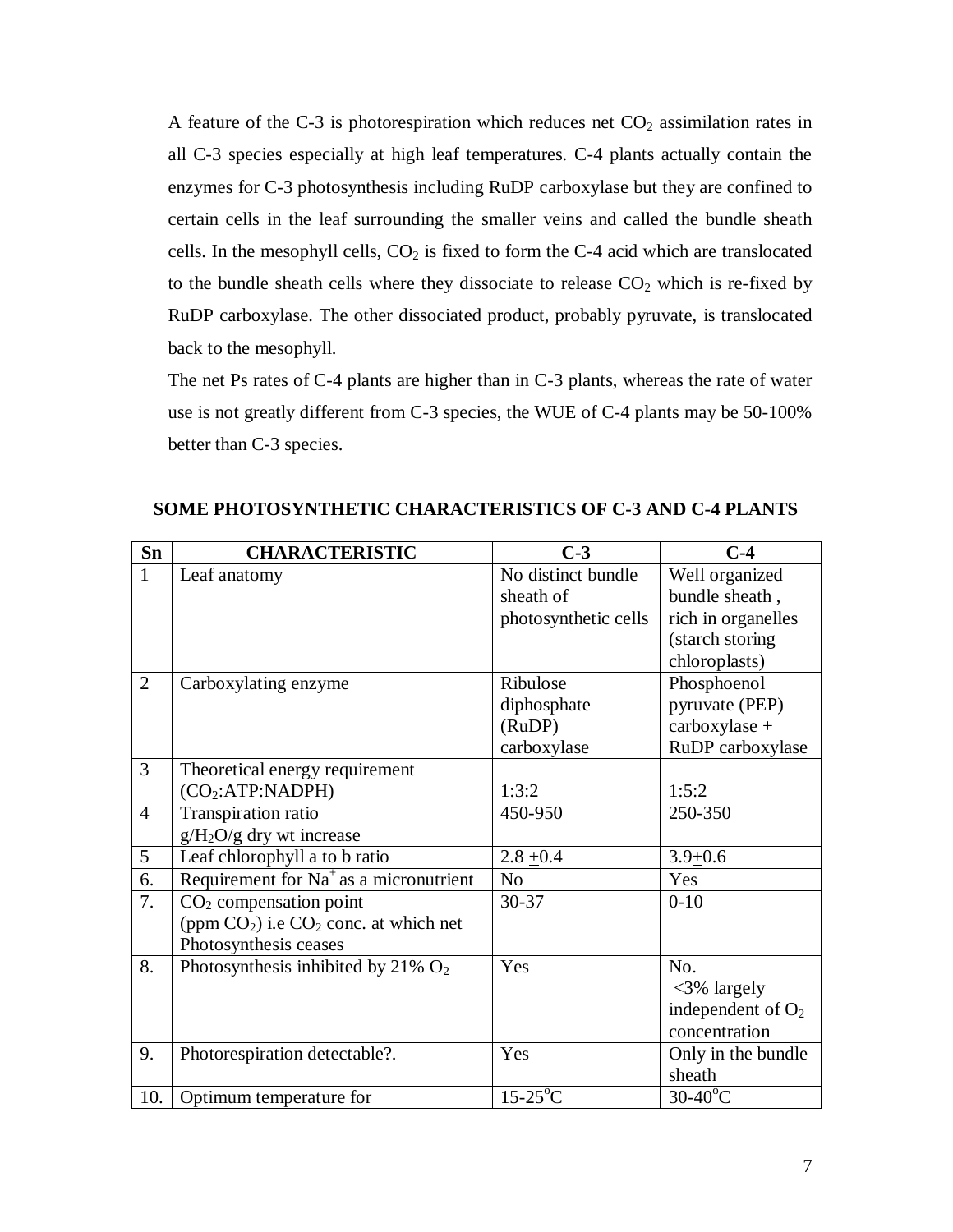A feature of the C-3 is photorespiration which reduces net $CO_2$ assimilation rates in all C-3 species especially at high leaf temperatures. C-4 plants actually contain the enzymes for C-3 photosynthesis including RuDP carboxylase but they are confined to certain cells in the leaf surrounding the smaller veins and called the bundle sheath cells. In the mesophyll cells, $CO_2$ is fixed to form the C-4 acid which are translocated to the bundle sheath cells where they dissociate to release $CO_2$ which is re-fixed by RuDP carboxylase. The other dissociated product, probably pyruvate, is translocated back to the mesophyll.

The net Ps rates of C-4 plants are higher than in C-3 plants, whereas the rate of water use is not greatly different from C-3 species, the WUE of C-4 plants may be 50-100% better than C-3 species.

**SOME PHOTOSYNTHETIC CHARACTERISTICS OF C-3 AND C-4 PLANTS**

| Sn | CHARACTERISTIC | C-3 | C-4 |
|---|---|---|---|
| 1 | Leaf anatomy | No distinct bundle sheath of photosynthetic cells | Well organized bundle sheath , rich in organelles (starch storing chloroplasts) |
| 2 | Carboxylating enzyme | Ribulose diphosphate (RuDP) carboxylase | Phosphoenol pyruvate (PEP) carboxylase + RuDP carboxylase |
| 3 | Theoretical energy requirement ($CO_2$:ATP:NADPH) | 1:3:2 | 1:5:2 |
| 4 | Transpiration ratio g/$H_2O$/g dry wt increase | 450-950 | 250-350 |
| 5 | Leaf chlorophyll a to b ratio | $2.8 \pm 0.4$ | $3.9 \pm 0.6$ |
| 6. | Requirement for $Na^+$ as a micronutrient | No | Yes |
| 7. | $CO_2$ compensation point (ppm $CO_2$) i.e $CO_2$ conc. at which net Photosynthesis ceases | 30-37 | 0-10 |
| 8. | Photosynthesis inhibited by 21% $O_2$ | Yes | No. <3% largely independent of $O_2$ concentration |
| 9. | Photorespiration detectable?. | Yes | Only in the bundle sheath |
| 10. | Optimum temperature for | 15-25$^oC$ | 30-40$^oC$ |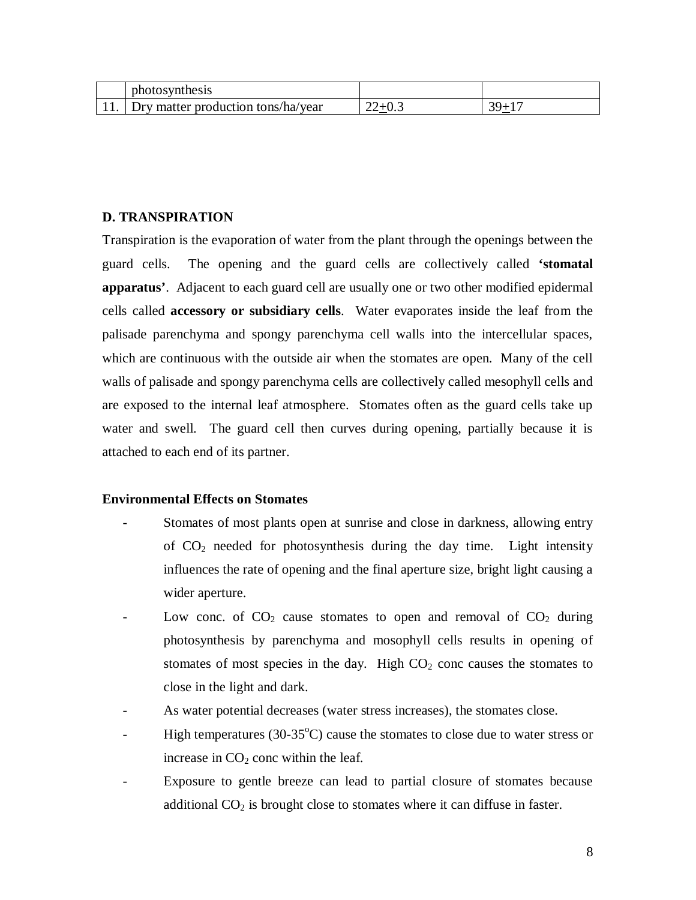|  | photosynthesis |  |  |
| --- | --- | --- | --- |
| 11. | Dry matter production tons/ha/year | 22$\pm$0.3 | 39$\pm$17 |

**D. TRANSPIRATION**

Transpiration is the evaporation of water from the plant through the openings between the guard cells. The opening and the guard cells are collectively called **'stomatal apparatus'**. Adjacent to each guard cell are usually one or two other modified epidermal cells called **accessory or subsidiary cells**. Water evaporates inside the leaf from the palisade parenchyma and spongy parenchyma cell walls into the intercellular spaces, which are continuous with the outside air when the stomates are open. Many of the cell walls of palisade and spongy parenchyma cells are collectively called mesophyll cells and are exposed to the internal leaf atmosphere. Stomates often as the guard cells take up water and swell. The guard cell then curves during opening, partially because it is attached to each end of its partner.

**Environmental Effects on Stomates**

- Stomates of most plants open at sunrise and close in darkness, allowing entry of $CO_2$ needed for photosynthesis during the day time. Light intensity influences the rate of opening and the final aperture size, bright light causing a wider aperture.
- Low conc. of $CO_2$ cause stomates to open and removal of $CO_2$ during photosynthesis by parenchyma and mosophyll cells results in opening of stomates of most species in the day. High $CO_2$ conc causes the stomates to close in the light and dark.
- As water potential decreases (water stress increases), the stomates close.
- High temperatures (30-35$^oC$) cause the stomates to close due to water stress or increase in $CO_2$ conc within the leaf.
- Exposure to gentle breeze can lead to partial closure of stomates because additional $CO_2$ is brought close to stomates where it can diffuse in faster.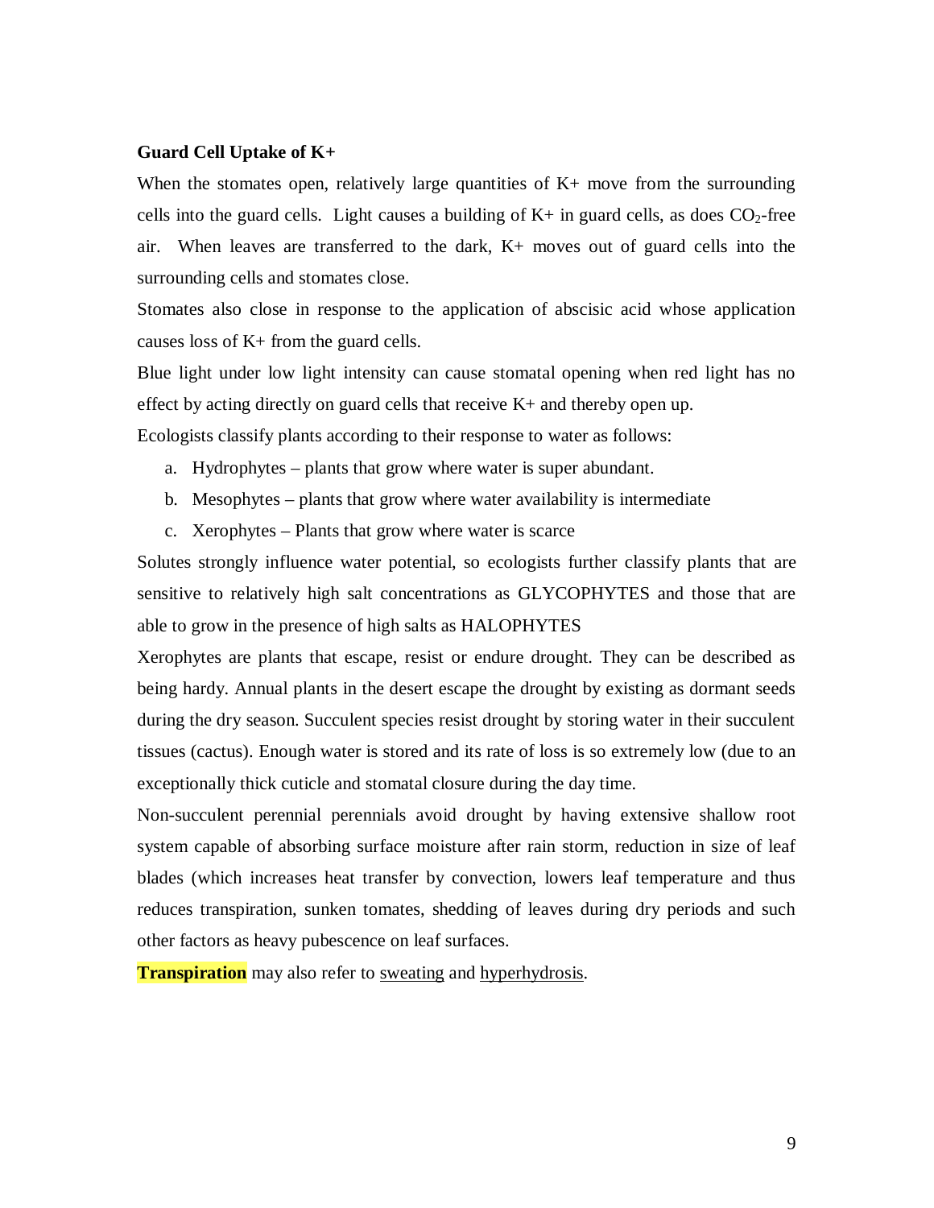**Guard Cell Uptake of K+**

When the stomates open, relatively large quantities of K+ move from the surrounding cells into the guard cells. Light causes a building of K+ in guard cells, as does $CO_2$-free air. When leaves are transferred to the dark, K+ moves out of guard cells into the surrounding cells and stomates close.

Stomates also close in response to the application of abscisic acid whose application causes loss of K+ from the guard cells.

Blue light under low light intensity can cause stomatal opening when red light has no effect by acting directly on guard cells that receive K+ and thereby open up.

Ecologists classify plants according to their response to water as follows:

a. Hydrophytes – plants that grow where water is super abundant.
b. Mesophytes – plants that grow where water availability is intermediate
c. Xerophytes – Plants that grow where water is scarce

Solutes strongly influence water potential, so ecologists further classify plants that are sensitive to relatively high salt concentrations as GLYCOPHYTES and those that are able to grow in the presence of high salts as HALOPHYTES

Xerophytes are plants that escape, resist or endure drought. They can be described as being hardy. Annual plants in the desert escape the drought by existing as dormant seeds during the dry season. Succulent species resist drought by storing water in their succulent tissues (cactus). Enough water is stored and its rate of loss is so extremely low (due to an exceptionally thick cuticle and stomatal closure during the day time.

Non-succulent perennial perennials avoid drought by having extensive shallow root system capable of absorbing surface moisture after rain storm, reduction in size of leaf blades (which increases heat transfer by convection, lowers leaf temperature and thus reduces transpiration, sunken tomates, shedding of leaves during dry periods and such other factors as heavy pubescence on leaf surfaces.

**Transpiration** may also refer to sweating and hyperhydrosis.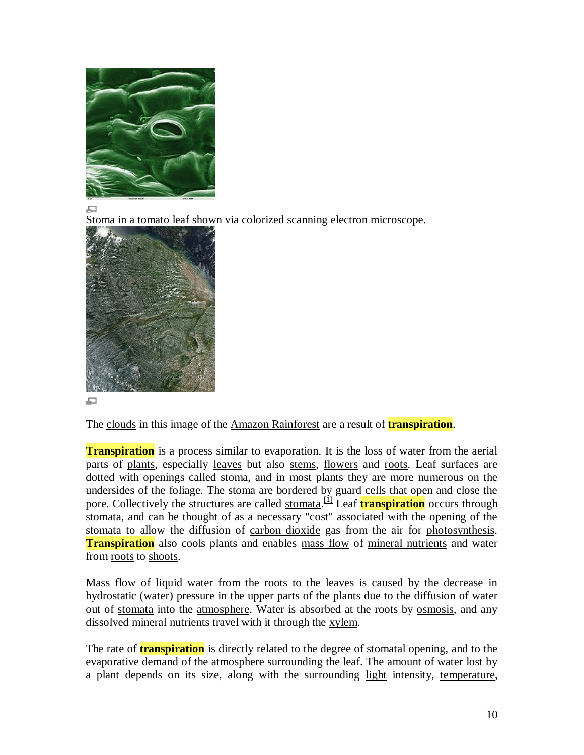Stoma in a tomato leaf shown via colorized scanning electron microscope.

The clouds in this image of the Amazon Rainforest are a result of **transpiration**.

**Transpiration** is a process similar to evaporation. It is the loss of water from the aerial parts of plants, especially leaves but also stems, flowers and roots. Leaf surfaces are dotted with openings called stoma, and in most plants they are more numerous on the undersides of the foliage. The stoma are bordered by guard cells that open and close the pore. Collectively the structures are called stomata.[1] Leaf **transpiration** occurs through stomata, and can be thought of as a necessary "cost" associated with the opening of the stomata to allow the diffusion of carbon dioxide gas from the air for photosynthesis. **Transpiration** also cools plants and enables mass flow of mineral nutrients and water from roots to shoots.

Mass flow of liquid water from the roots to the leaves is caused by the decrease in hydrostatic (water) pressure in the upper parts of the plants due to the diffusion of water out of stomata into the atmosphere. Water is absorbed at the roots by osmosis, and any dissolved mineral nutrients travel with it through the xylem.

The rate of **transpiration** is directly related to the degree of stomatal opening, and to the evaporative demand of the atmosphere surrounding the leaf. The amount of water lost by a plant depends on its size, along with the surrounding light intensity, temperature,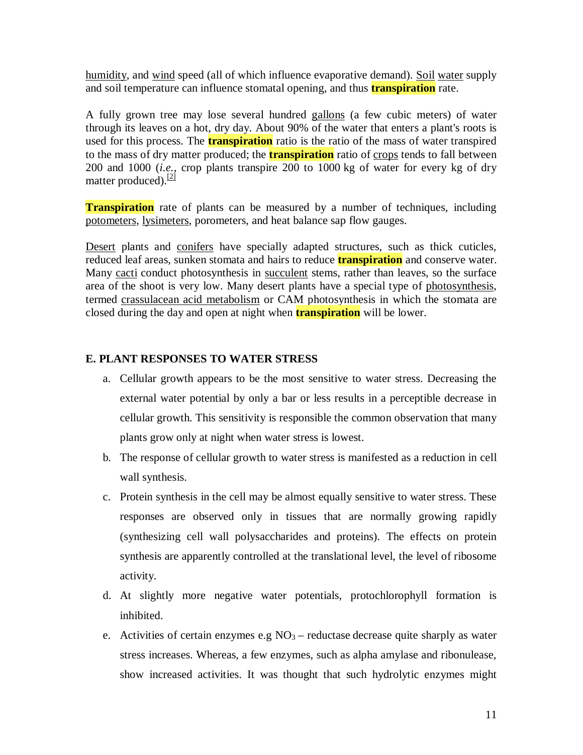humidity, and wind speed (all of which influence evaporative demand). Soil water supply and soil temperature can influence stomatal opening, and thus **transpiration** rate.

A fully grown tree may lose several hundred gallons (a few cubic meters) of water through its leaves on a hot, dry day. About 90% of the water that enters a plant's roots is used for this process. The **transpiration** ratio is the ratio of the mass of water transpired to the mass of dry matter produced; the **transpiration** ratio of crops tends to fall between 200 and 1000 (*i.e.*, crop plants transpire 200 to 1000 kg of water for every kg of dry matter produced).[2]

**Transpiration** rate of plants can be measured by a number of techniques, including potometers, lysimeters, porometers, and heat balance sap flow gauges.

Desert plants and conifers have specially adapted structures, such as thick cuticles, reduced leaf areas, sunken stomata and hairs to reduce **transpiration** and conserve water. Many cacti conduct photosynthesis in succulent stems, rather than leaves, so the surface area of the shoot is very low. Many desert plants have a special type of photosynthesis, termed crassulacean acid metabolism or CAM photosynthesis in which the stomata are closed during the day and open at night when **transpiration** will be lower.

### E. PLANT RESPONSES TO WATER STRESS

a. Cellular growth appears to be the most sensitive to water stress. Decreasing the external water potential by only a bar or less results in a perceptible decrease in cellular growth. This sensitivity is responsible the common observation that many plants grow only at night when water stress is lowest.

b. The response of cellular growth to water stress is manifested as a reduction in cell wall synthesis.

c. Protein synthesis in the cell may be almost equally sensitive to water stress. These responses are observed only in tissues that are normally growing rapidly (synthesizing cell wall polysaccharides and proteins). The effects on protein synthesis are apparently controlled at the translational level, the level of ribosome activity.

d. At slightly more negative water potentials, protochlorophyll formation is inhibited.

e. Activities of certain enzymes e.g $NO_3$ – reductase decrease quite sharply as water stress increases. Whereas, a few enzymes, such as alpha amylase and ribonulease, show increased activities. It was thought that such hydrolytic enzymes might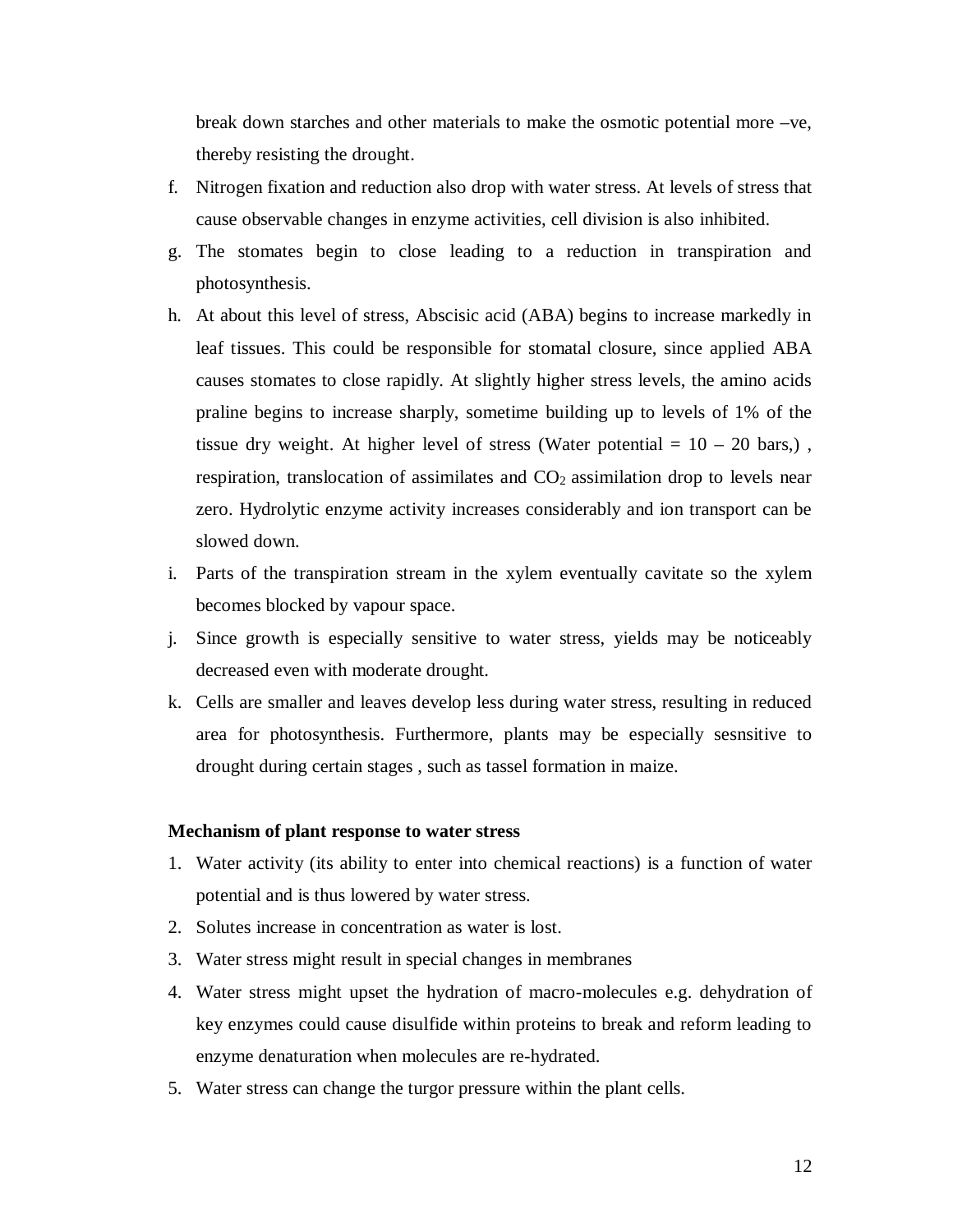break down starches and other materials to make the osmotic potential more –ve, thereby resisting the drought.

f. Nitrogen fixation and reduction also drop with water stress. At levels of stress that cause observable changes in enzyme activities, cell division is also inhibited.
g. The stomates begin to close leading to a reduction in transpiration and photosynthesis.
h. At about this level of stress, Abscisic acid (ABA) begins to increase markedly in leaf tissues. This could be responsible for stomatal closure, since applied ABA causes stomates to close rapidly. At slightly higher stress levels, the amino acids praline begins to increase sharply, sometime building up to levels of 1% of the tissue dry weight. At higher level of stress (Water potential = 10 – 20 bars,) , respiration, translocation of assimilates and $CO_2$ assimilation drop to levels near zero. Hydrolytic enzyme activity increases considerably and ion transport can be slowed down.
i. Parts of the transpiration stream in the xylem eventually cavitate so the xylem becomes blocked by vapour space.
j. Since growth is especially sensitive to water stress, yields may be noticeably decreased even with moderate drought.
k. Cells are smaller and leaves develop less during water stress, resulting in reduced area for photosynthesis. Furthermore, plants may be especially sesnsitive to drought during certain stages , such as tassel formation in maize.

**Mechanism of plant response to water stress**

1. Water activity (its ability to enter into chemical reactions) is a function of water potential and is thus lowered by water stress.
2. Solutes increase in concentration as water is lost.
3. Water stress might result in special changes in membranes
4. Water stress might upset the hydration of macro-molecules e.g. dehydration of key enzymes could cause disulfide within proteins to break and reform leading to enzyme denaturation when molecules are re-hydrated.
5. Water stress can change the turgor pressure within the plant cells.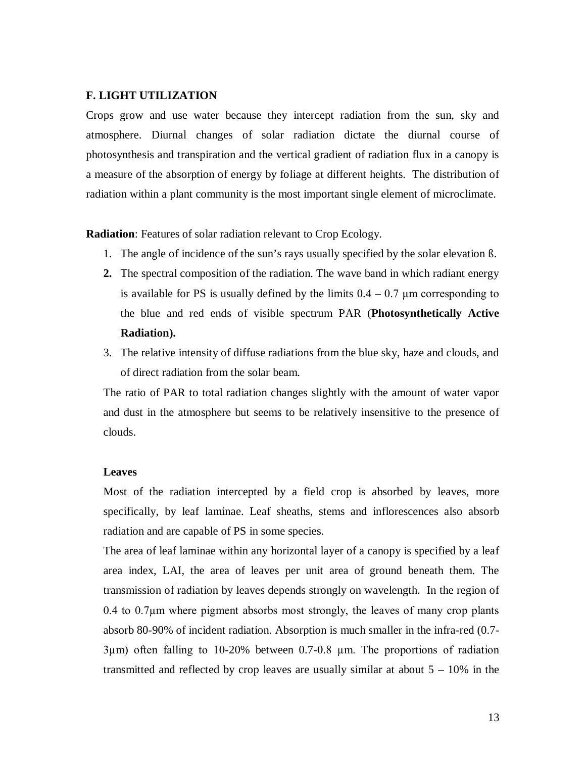### F. LIGHT UTILIZATION

Crops grow and use water because they intercept radiation from the sun, sky and atmosphere. Diurnal changes of solar radiation dictate the diurnal course of photosynthesis and transpiration and the vertical gradient of radiation flux in a canopy is a measure of the absorption of energy by foliage at different heights. The distribution of radiation within a plant community is the most important single element of microclimate.

**Radiation**: Features of solar radiation relevant to Crop Ecology.

1. The angle of incidence of the sun's rays usually specified by the solar elevation ß.
2. The spectral composition of the radiation. The wave band in which radiant energy is available for PS is usually defined by the limits 0.4 – 0.7 μm corresponding to the blue and red ends of visible spectrum PAR (**Photosynthetically Active Radiation).**
3. The relative intensity of diffuse radiations from the blue sky, haze and clouds, and of direct radiation from the solar beam.

The ratio of PAR to total radiation changes slightly with the amount of water vapor and dust in the atmosphere but seems to be relatively insensitive to the presence of clouds.

**Leaves**

Most of the radiation intercepted by a field crop is absorbed by leaves, more specifically, by leaf laminae. Leaf sheaths, stems and inflorescences also absorb radiation and are capable of PS in some species.

The area of leaf laminae within any horizontal layer of a canopy is specified by a leaf area index, LAI, the area of leaves per unit area of ground beneath them. The transmission of radiation by leaves depends strongly on wavelength. In the region of 0.4 to 0.7μm where pigment absorbs most strongly, the leaves of many crop plants absorb 80-90% of incident radiation. Absorption is much smaller in the infra-red (0.7-3μm) often falling to 10-20% between 0.7-0.8 μm. The proportions of radiation transmitted and reflected by crop leaves are usually similar at about 5 – 10% in the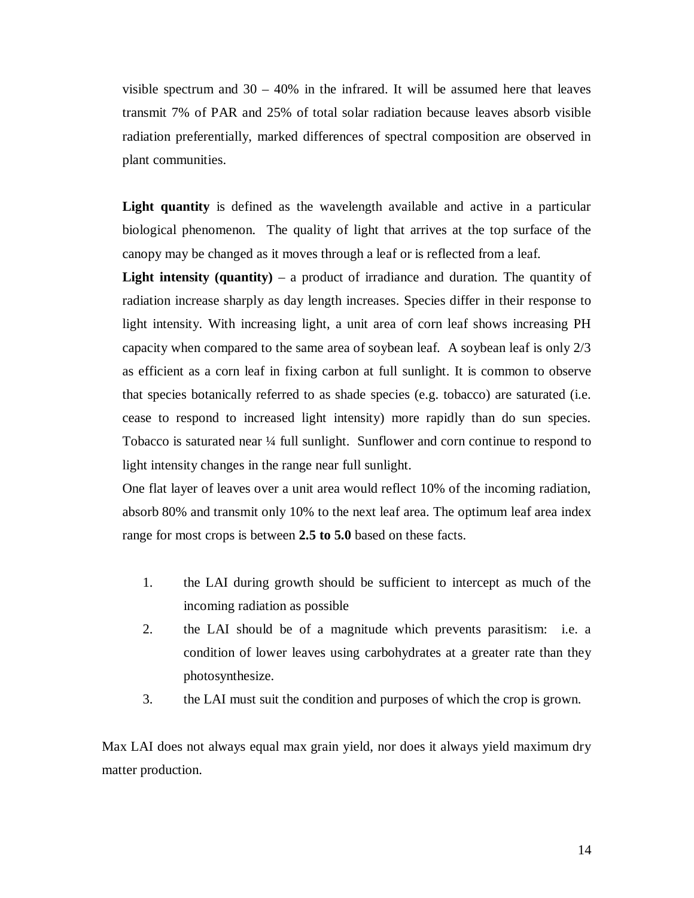visible spectrum and 30 – 40% in the infrared. It will be assumed here that leaves transmit 7% of PAR and 25% of total solar radiation because leaves absorb visible radiation preferentially, marked differences of spectral composition are observed in plant communities.

**Light quantity** is defined as the wavelength available and active in a particular biological phenomenon. The quality of light that arrives at the top surface of the canopy may be changed as it moves through a leaf or is reflected from a leaf.

**Light intensity (quantity)** – a product of irradiance and duration. The quantity of radiation increase sharply as day length increases. Species differ in their response to light intensity. With increasing light, a unit area of corn leaf shows increasing PH capacity when compared to the same area of soybean leaf. A soybean leaf is only 2/3 as efficient as a corn leaf in fixing carbon at full sunlight. It is common to observe that species botanically referred to as shade species (e.g. tobacco) are saturated (i.e. cease to respond to increased light intensity) more rapidly than do sun species. Tobacco is saturated near ¼ full sunlight. Sunflower and corn continue to respond to light intensity changes in the range near full sunlight.

One flat layer of leaves over a unit area would reflect 10% of the incoming radiation, absorb 80% and transmit only 10% to the next leaf area. The optimum leaf area index range for most crops is between **2.5 to 5.0** based on these facts.

1. the LAI during growth should be sufficient to intercept as much of the incoming radiation as possible
2. the LAI should be of a magnitude which prevents parasitism: i.e. a condition of lower leaves using carbohydrates at a greater rate than they photosynthesize.
3. the LAI must suit the condition and purposes of which the crop is grown.

Max LAI does not always equal max grain yield, nor does it always yield maximum dry matter production.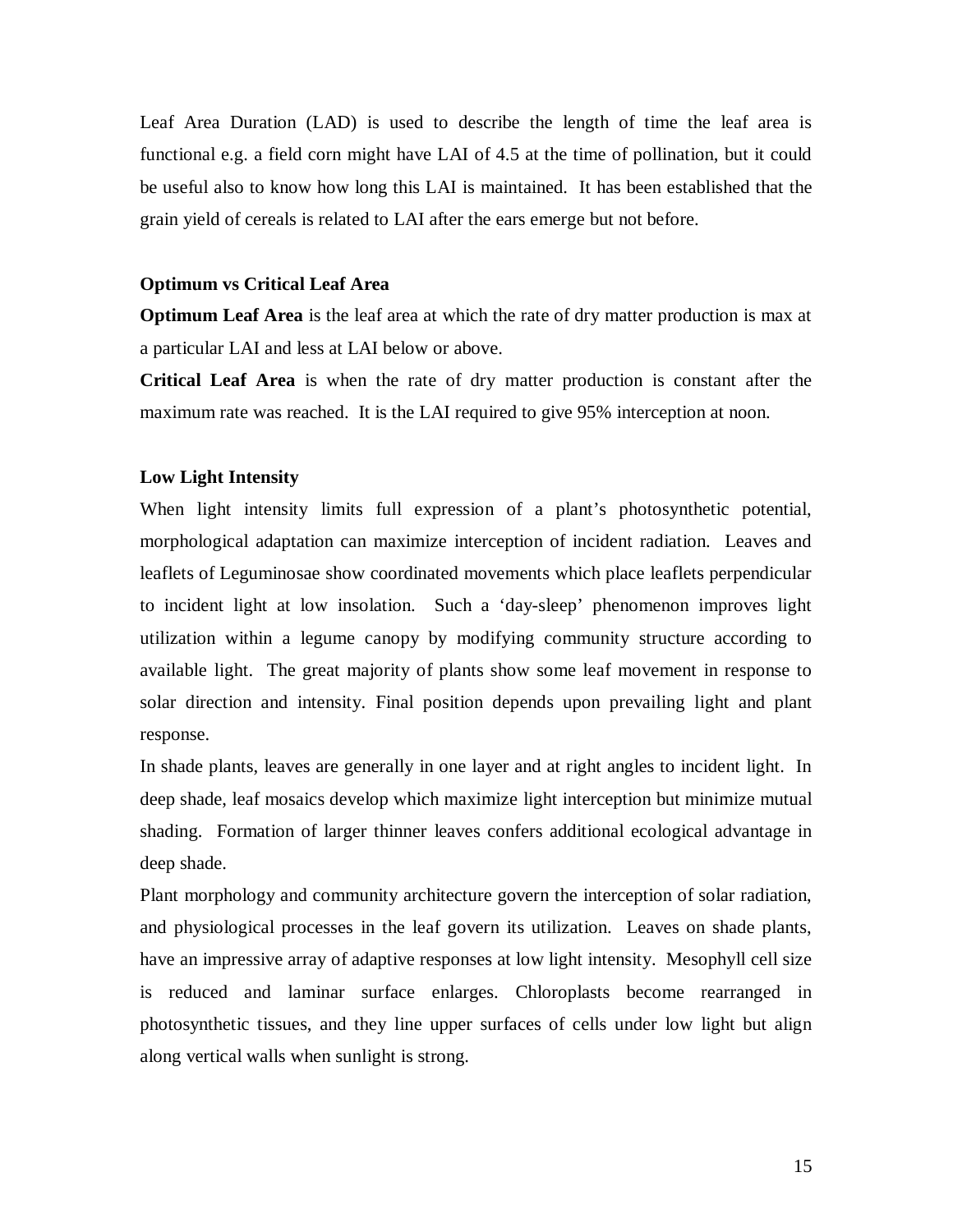Leaf Area Duration (LAD) is used to describe the length of time the leaf area is functional e.g. a field corn might have LAI of 4.5 at the time of pollination, but it could be useful also to know how long this LAI is maintained. It has been established that the grain yield of cereals is related to LAI after the ears emerge but not before.

**Optimum vs Critical Leaf Area**

**Optimum Leaf Area** is the leaf area at which the rate of dry matter production is max at a particular LAI and less at LAI below or above.

**Critical Leaf Area** is when the rate of dry matter production is constant after the maximum rate was reached. It is the LAI required to give 95% interception at noon.

**Low Light Intensity**

When light intensity limits full expression of a plant's photosynthetic potential, morphological adaptation can maximize interception of incident radiation. Leaves and leaflets of Leguminosae show coordinated movements which place leaflets perpendicular to incident light at low insolation. Such a 'day-sleep' phenomenon improves light utilization within a legume canopy by modifying community structure according to available light. The great majority of plants show some leaf movement in response to solar direction and intensity. Final position depends upon prevailing light and plant response.

In shade plants, leaves are generally in one layer and at right angles to incident light. In deep shade, leaf mosaics develop which maximize light interception but minimize mutual shading. Formation of larger thinner leaves confers additional ecological advantage in deep shade.

Plant morphology and community architecture govern the interception of solar radiation, and physiological processes in the leaf govern its utilization. Leaves on shade plants, have an impressive array of adaptive responses at low light intensity. Mesophyll cell size is reduced and laminar surface enlarges. Chloroplasts become rearranged in photosynthetic tissues, and they line upper surfaces of cells under low light but align along vertical walls when sunlight is strong.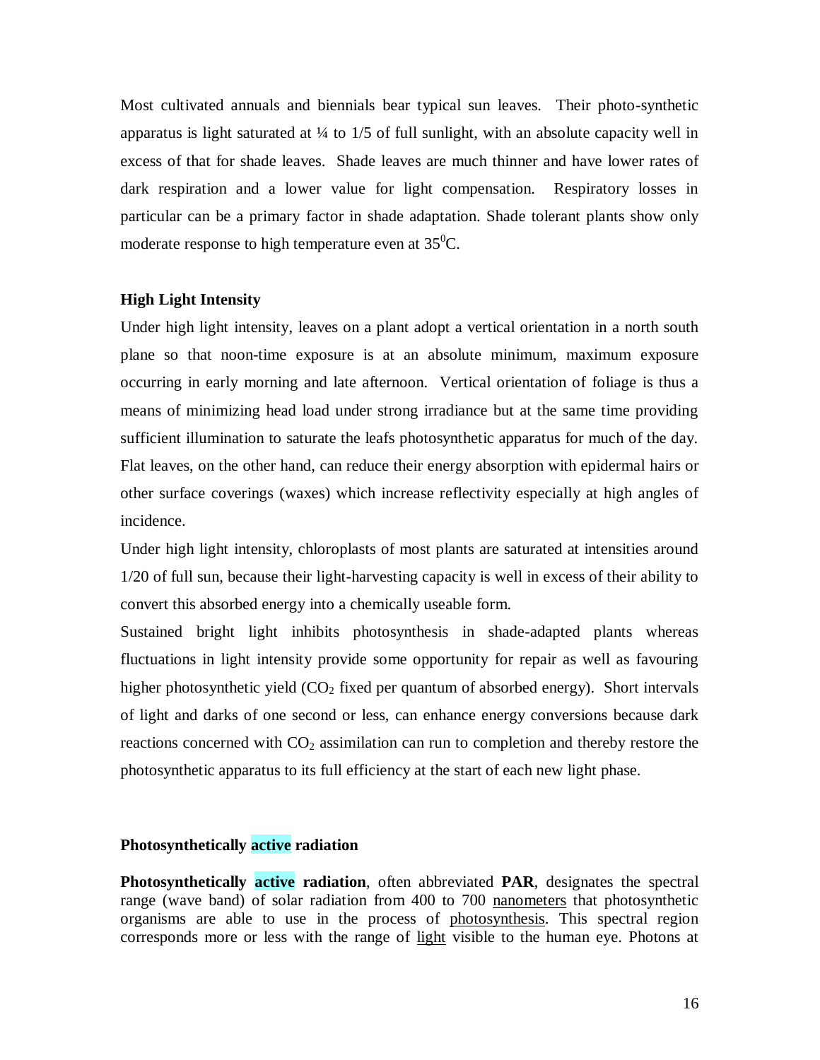Most cultivated annuals and biennials bear typical sun leaves. Their photo-synthetic apparatus is light saturated at ¼ to 1/5 of full sunlight, with an absolute capacity well in excess of that for shade leaves. Shade leaves are much thinner and have lower rates of dark respiration and a lower value for light compensation. Respiratory losses in particular can be a primary factor in shade adaptation. Shade tolerant plants show only moderate response to high temperature even at $35^0$C.

**High Light Intensity**

Under high light intensity, leaves on a plant adopt a vertical orientation in a north south plane so that noon-time exposure is at an absolute minimum, maximum exposure occurring in early morning and late afternoon. Vertical orientation of foliage is thus a means of minimizing head load under strong irradiance but at the same time providing sufficient illumination to saturate the leafs photosynthetic apparatus for much of the day. Flat leaves, on the other hand, can reduce their energy absorption with epidermal hairs or other surface coverings (waxes) which increase reflectivity especially at high angles of incidence.

Under high light intensity, chloroplasts of most plants are saturated at intensities around 1/20 of full sun, because their light-harvesting capacity is well in excess of their ability to convert this absorbed energy into a chemically useable form.

Sustained bright light inhibits photosynthesis in shade-adapted plants whereas fluctuations in light intensity provide some opportunity for repair as well as favouring higher photosynthetic yield ($CO_2$ fixed per quantum of absorbed energy). Short intervals of light and darks of one second or less, can enhance energy conversions because dark reactions concerned with $CO_2$ assimilation can run to completion and thereby restore the photosynthetic apparatus to its full efficiency at the start of each new light phase.

**Photosynthetically active radiation**

**Photosynthetically active radiation**, often abbreviated **PAR**, designates the spectral range (wave band) of solar radiation from 400 to 700 nanometers that photosynthetic organisms are able to use in the process of photosynthesis. This spectral region corresponds more or less with the range of light visible to the human eye. Photons at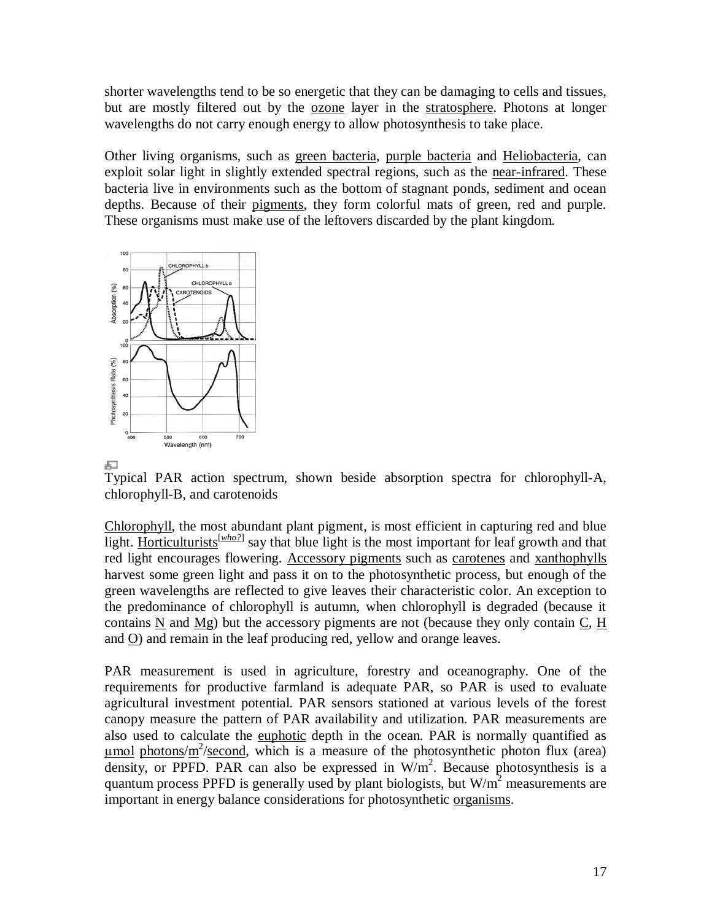shorter wavelengths tend to be so energetic that they can be damaging to cells and tissues, but are mostly filtered out by the ozone layer in the stratosphere. Photons at longer wavelengths do not carry enough energy to allow photosynthesis to take place.

Other living organisms, such as green bacteria, purple bacteria and Heliobacteria, can exploit solar light in slightly extended spectral regions, such as the near-infrared. These bacteria live in environments such as the bottom of stagnant ponds, sediment and ocean depths. Because of their pigments, they form colorful mats of green, red and purple. These organisms must make use of the leftovers discarded by the plant kingdom.

Typical PAR action spectrum, shown beside absorption spectra for chlorophyll-A, chlorophyll-B, and carotenoids

Chlorophyll, the most abundant plant pigment, is most efficient in capturing red and blue light. Horticulturists[who?] say that blue light is the most important for leaf growth and that red light encourages flowering. Accessory pigments such as carotenes and xanthophylls harvest some green light and pass it on to the photosynthetic process, but enough of the green wavelengths are reflected to give leaves their characteristic color. An exception to the predominance of chlorophyll is autumn, when chlorophyll is degraded (because it contains N and Mg) but the accessory pigments are not (because they only contain C, H and O) and remain in the leaf producing red, yellow and orange leaves.

PAR measurement is used in agriculture, forestry and oceanography. One of the requirements for productive farmland is adequate PAR, so PAR is used to evaluate agricultural investment potential. PAR sensors stationed at various levels of the forest canopy measure the pattern of PAR availability and utilization. PAR measurements are also used to calculate the euphotic depth in the ocean. PAR is normally quantified as µmol photons/$m^2$/second, which is a measure of the photosynthetic photon flux (area) density, or PPFD. PAR can also be expressed in $W/m^2$. Because photosynthesis is a quantum process PPFD is generally used by plant biologists, but $W/m^2$ measurements are important in energy balance considerations for photosynthetic organisms.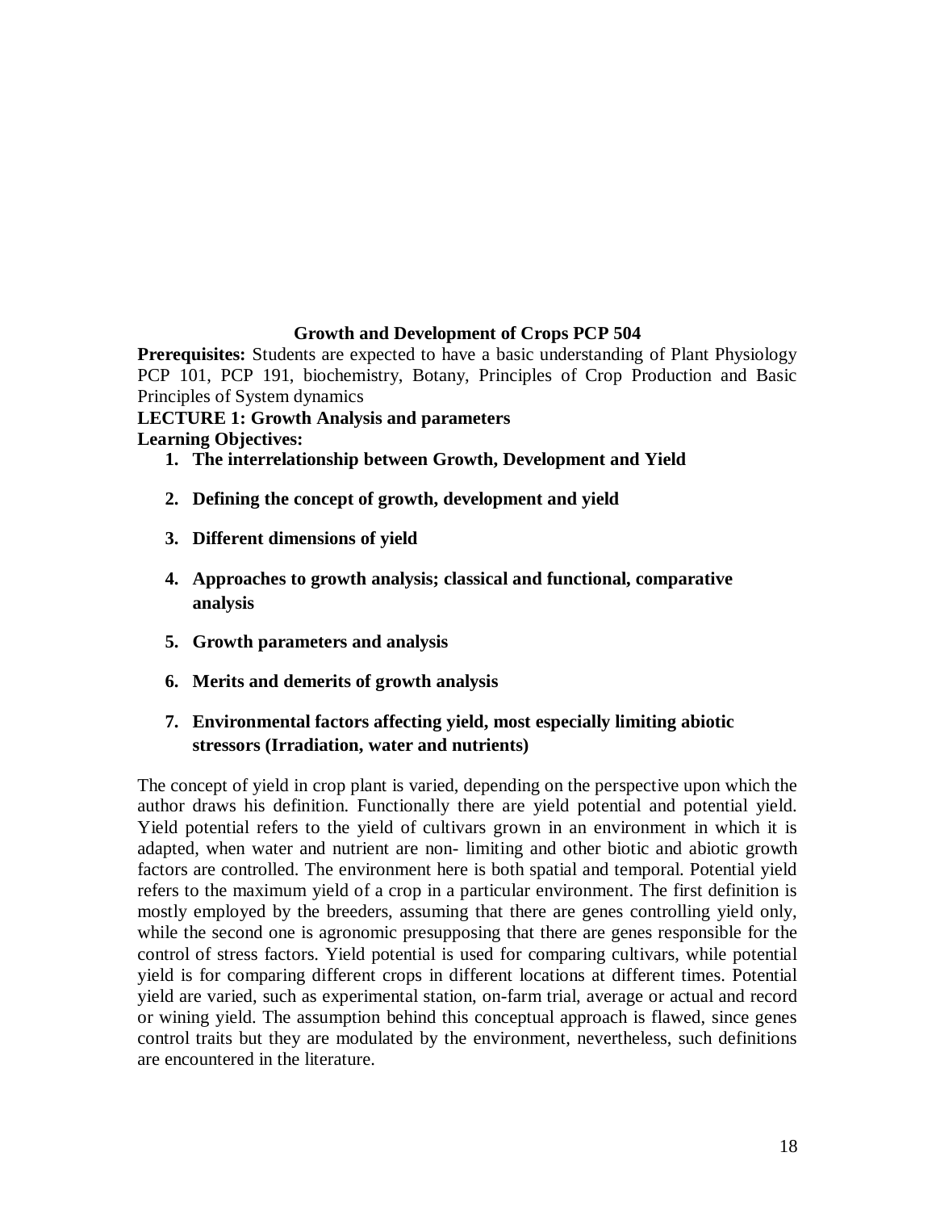## Growth and Development of Crops PCP 504

**Prerequisites:** Students are expected to have a basic understanding of Plant Physiology PCP 101, PCP 191, biochemistry, Botany, Principles of Crop Production and Basic Principles of System dynamics

### LECTURE 1: Growth Analysis and parameters

**Learning Objectives:**

1. **The interrelationship between Growth, Development and Yield**
2. **Defining the concept of growth, development and yield**
3. **Different dimensions of yield**
4. **Approaches to growth analysis; classical and functional, comparative analysis**
5. **Growth parameters and analysis**
6. **Merits and demerits of growth analysis**
7. **Environmental factors affecting yield, most especially limiting abiotic stressors (Irradiation, water and nutrients)**

The concept of yield in crop plant is varied, depending on the perspective upon which the author draws his definition. Functionally there are yield potential and potential yield. Yield potential refers to the yield of cultivars grown in an environment in which it is adapted, when water and nutrient are non- limiting and other biotic and abiotic growth factors are controlled. The environment here is both spatial and temporal. Potential yield refers to the maximum yield of a crop in a particular environment. The first definition is mostly employed by the breeders, assuming that there are genes controlling yield only, while the second one is agronomic presupposing that there are genes responsible for the control of stress factors. Yield potential is used for comparing cultivars, while potential yield is for comparing different crops in different locations at different times. Potential yield are varied, such as experimental station, on-farm trial, average or actual and record or wining yield. The assumption behind this conceptual approach is flawed, since genes control traits but they are modulated by the environment, nevertheless, such definitions are encountered in the literature.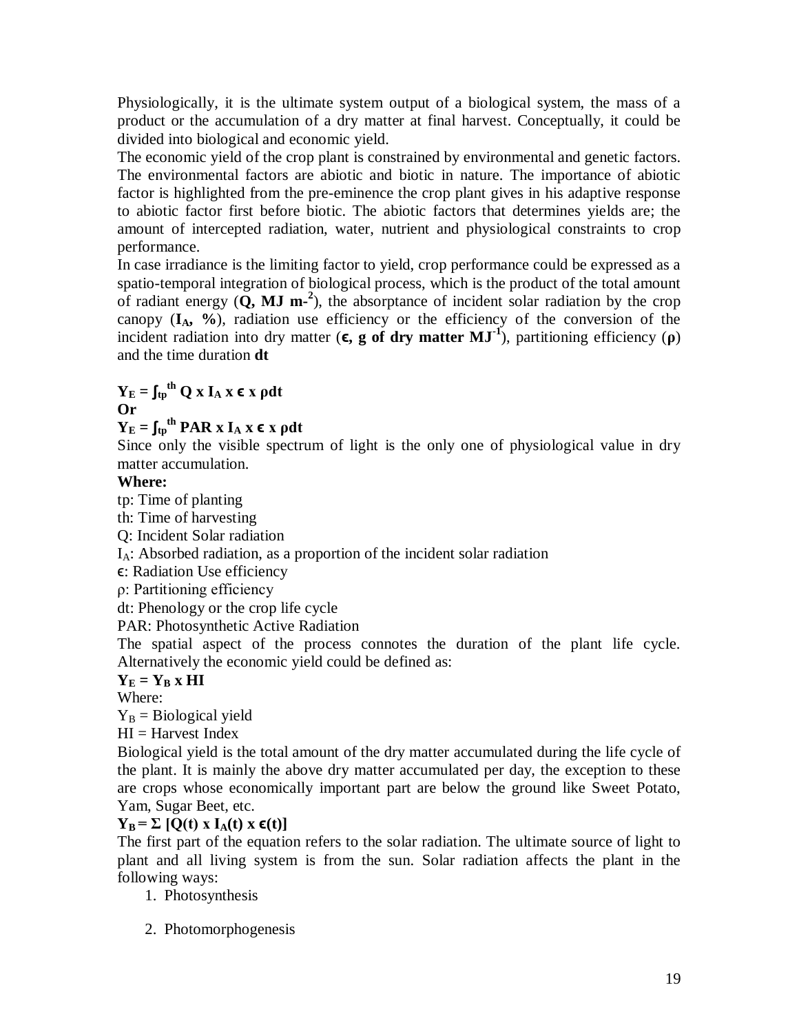Physiologically, it is the ultimate system output of a biological system, the mass of a product or the accumulation of a dry matter at final harvest. Conceptually, it could be divided into biological and economic yield.

The economic yield of the crop plant is constrained by environmental and genetic factors. The environmental factors are abiotic and biotic in nature. The importance of abiotic factor is highlighted from the pre-eminence the crop plant gives in his adaptive response to abiotic factor first before biotic. The abiotic factors that determines yields are; the amount of intercepted radiation, water, nutrient and physiological constraints to crop performance.

In case irradiance is the limiting factor to yield, crop performance could be expressed as a spatio-temporal integration of biological process, which is the product of the total amount of radiant energy (**Q, MJ m**$^{-2}$), the absorptance of incident solar radiation by the crop canopy (**$I_A$, %**), radiation use efficiency or the efficiency of the conversion of the incident radiation into dry matter (**ϵ, g of dry matter MJ**$^{-1}$), partitioning efficiency (**ρ**) and the time duration **dt**

$$Y_E = \int_{tp}^{th} Q \times I_A \times \epsilon \times \rho dt$$

**Or**

$$Y_E = \int_{tp}^{th} PAR \times I_A \times \epsilon \times \rho dt$$

Since only the visible spectrum of light is the only one of physiological value in dry matter accumulation.

**Where:**

tp: Time of planting

th: Time of harvesting

Q: Incident Solar radiation

$I_A$: Absorbed radiation, as a proportion of the incident solar radiation

ϵ: Radiation Use efficiency

ρ: Partitioning efficiency

dt: Phenology or the crop life cycle

PAR: Photosynthetic Active Radiation

The spatial aspect of the process connotes the duration of the plant life cycle. Alternatively the economic yield could be defined as:

$$Y_E = Y_B \times HI$$

Where:

$Y_B$ = Biological yield

HI = Harvest Index

Biological yield is the total amount of the dry matter accumulated during the life cycle of the plant. It is mainly the above dry matter accumulated per day, the exception to these are crops whose economically important part are below the ground like Sweet Potato, Yam, Sugar Beet, etc.

$$Y_B = \Sigma [Q(t) \times I_A(t) \times \epsilon(t)]$$

The first part of the equation refers to the solar radiation. The ultimate source of light to plant and all living system is from the sun. Solar radiation affects the plant in the following ways:

1. Photosynthesis
2. Photomorphogenesis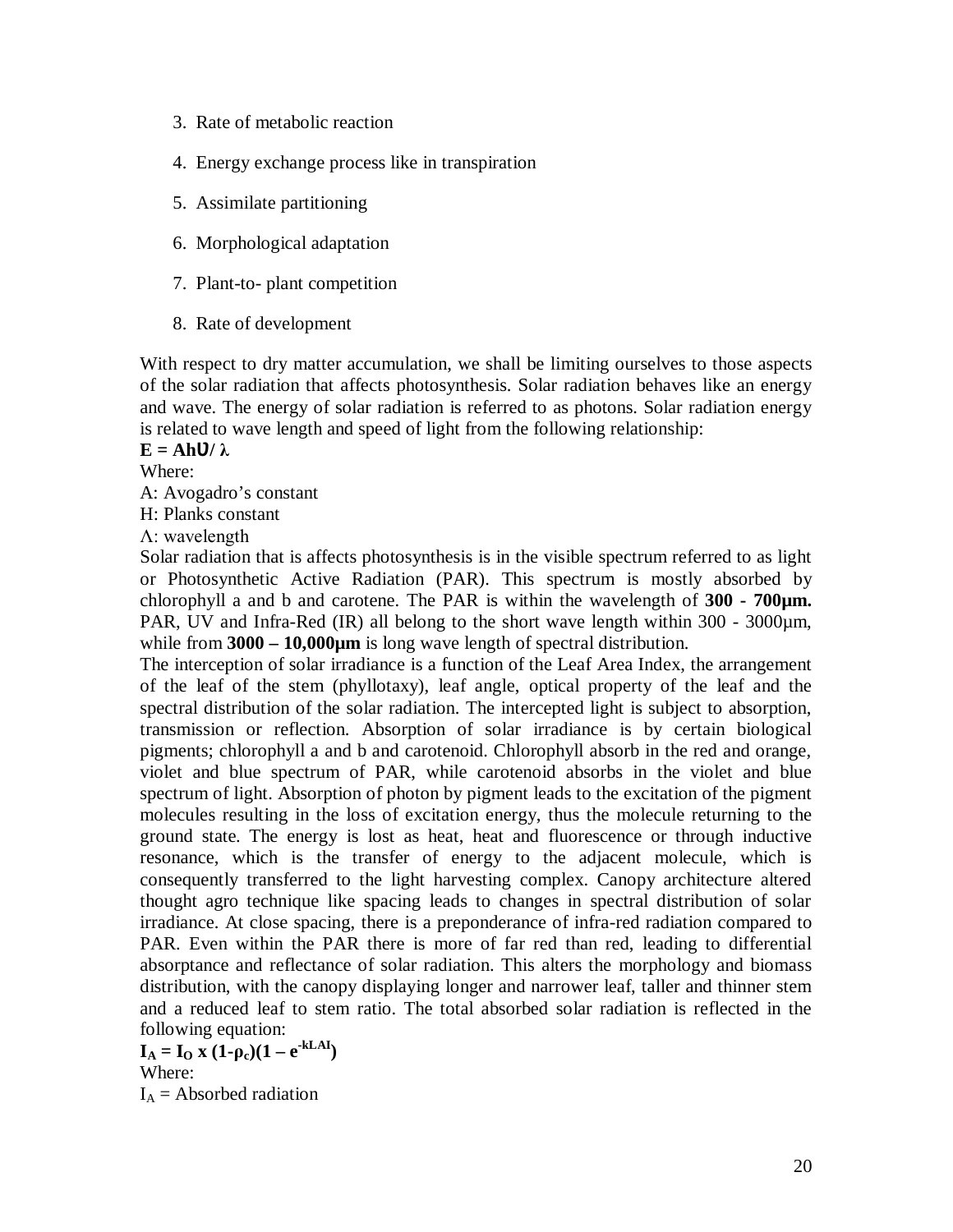3. Rate of metabolic reaction
4. Energy exchange process like in transpiration
5. Assimilate partitioning
6. Morphological adaptation
7. Plant-to- plant competition
8. Rate of development

With respect to dry matter accumulation, we shall be limiting ourselves to those aspects of the solar radiation that affects photosynthesis. Solar radiation behaves like an energy and wave. The energy of solar radiation is referred to as photons. Solar radiation energy is related to wave length and speed of light from the following relationship:

$$\mathbf{E = Ah\upsilon / \lambda}$$

Where:

A: Avogadro's constant

H: Planks constant

Λ: wavelength

Solar radiation that is affects photosynthesis is in the visible spectrum referred to as light or Photosynthetic Active Radiation (PAR). This spectrum is mostly absorbed by chlorophyll a and b and carotene. The PAR is within the wavelength of **300 - 700µm.** PAR, UV and Infra-Red (IR) all belong to the short wave length within 300 - 3000µm, while from **3000 – 10,000µm** is long wave length of spectral distribution.

The interception of solar irradiance is a function of the Leaf Area Index, the arrangement of the leaf of the stem (phyllotaxy), leaf angle, optical property of the leaf and the spectral distribution of the solar radiation. The intercepted light is subject to absorption, transmission or reflection. Absorption of solar irradiance is by certain biological pigments; chlorophyll a and b and carotenoid. Chlorophyll absorb in the red and orange, violet and blue spectrum of PAR, while carotenoid absorbs in the violet and blue spectrum of light. Absorption of photon by pigment leads to the excitation of the pigment molecules resulting in the loss of excitation energy, thus the molecule returning to the ground state. The energy is lost as heat, heat and fluorescence or through inductive resonance, which is the transfer of energy to the adjacent molecule, which is consequently transferred to the light harvesting complex. Canopy architecture altered thought agro technique like spacing leads to changes in spectral distribution of solar irradiance. At close spacing, there is a preponderance of infra-red radiation compared to PAR. Even within the PAR there is more of far red than red, leading to differential absorptance and reflectance of solar radiation. This alters the morphology and biomass distribution, with the canopy displaying longer and narrower leaf, taller and thinner stem and a reduced leaf to stem ratio. The total absorbed solar radiation is reflected in the following equation:

$$\mathbf{I_A = I_O \times (1-\rho_c)(1 - e^{-kLAI})}$$

Where:

$I_A$ = Absorbed radiation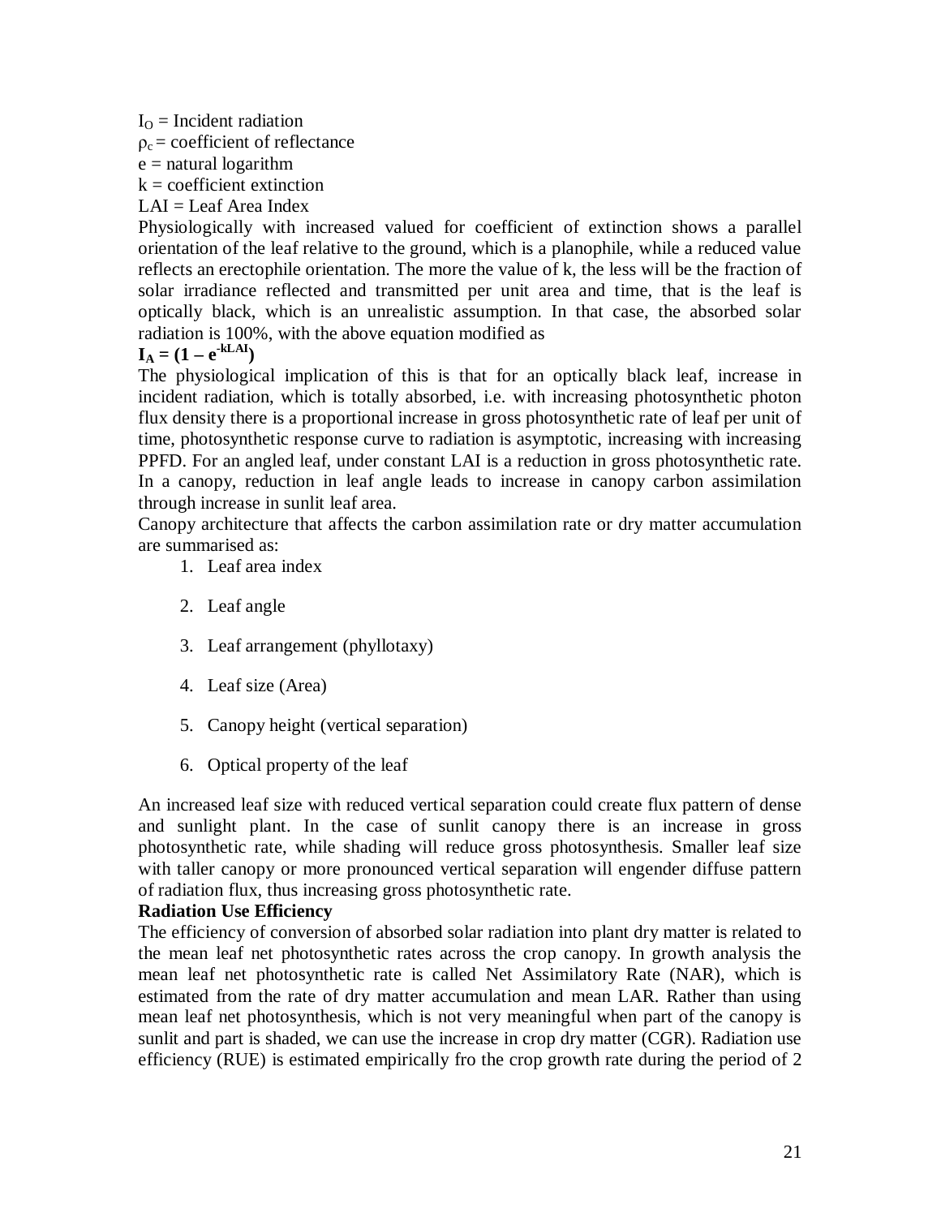$I_O$ = Incident radiation

$\rho_c$ = coefficient of reflectance

e = natural logarithm

k = coefficient extinction

LAI = Leaf Area Index

Physiologically with increased valued for coefficient of extinction shows a parallel orientation of the leaf relative to the ground, which is a planophile, while a reduced value reflects an erectophile orientation. The more the value of k, the less will be the fraction of solar irradiance reflected and transmitted per unit area and time, that is the leaf is optically black, which is an unrealistic assumption. In that case, the absorbed solar radiation is 100%, with the above equation modified as

$$\mathbf{I_A = (1 - e^{-kLAI})}$$

The physiological implication of this is that for an optically black leaf, increase in incident radiation, which is totally absorbed, i.e. with increasing photosynthetic photon flux density there is a proportional increase in gross photosynthetic rate of leaf per unit of time, photosynthetic response curve to radiation is asymptotic, increasing with increasing PPFD. For an angled leaf, under constant LAI is a reduction in gross photosynthetic rate. In a canopy, reduction in leaf angle leads to increase in canopy carbon assimilation through increase in sunlit leaf area.

Canopy architecture that affects the carbon assimilation rate or dry matter accumulation are summarised as:

1. Leaf area index
2. Leaf angle
3. Leaf arrangement (phyllotaxy)
4. Leaf size (Area)
5. Canopy height (vertical separation)
6. Optical property of the leaf

An increased leaf size with reduced vertical separation could create flux pattern of dense and sunlight plant. In the case of sunlit canopy there is an increase in gross photosynthetic rate, while shading will reduce gross photosynthesis. Smaller leaf size with taller canopy or more pronounced vertical separation will engender diffuse pattern of radiation flux, thus increasing gross photosynthetic rate.

**Radiation Use Efficiency**

The efficiency of conversion of absorbed solar radiation into plant dry matter is related to the mean leaf net photosynthetic rates across the crop canopy. In growth analysis the mean leaf net photosynthetic rate is called Net Assimilatory Rate (NAR), which is estimated from the rate of dry matter accumulation and mean LAR. Rather than using mean leaf net photosynthesis, which is not very meaningful when part of the canopy is sunlit and part is shaded, we can use the increase in crop dry matter (CGR). Radiation use efficiency (RUE) is estimated empirically fro the crop growth rate during the period of 2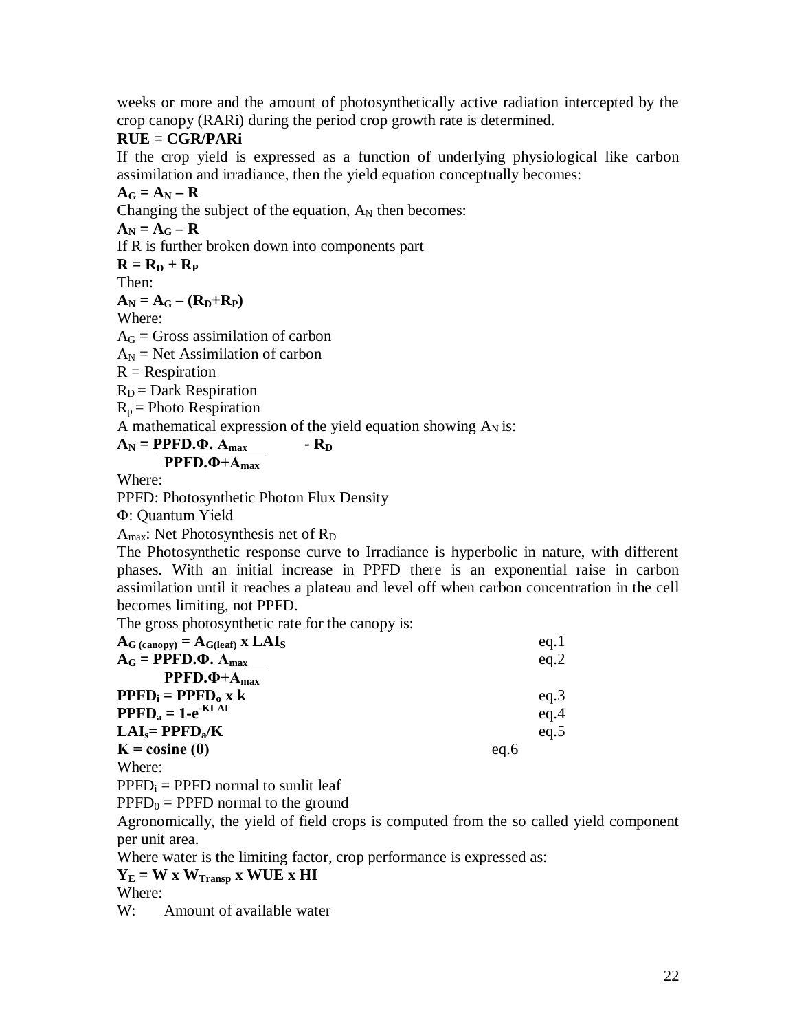weeks or more and the amount of photosynthetically active radiation intercepted by the crop canopy (RARi) during the period crop growth rate is determined.

**RUE = CGR/PARi**

If the crop yield is expressed as a function of underlying physiological like carbon assimilation and irradiance, then the yield equation conceptually becomes:

$$A_G = A_N - R$$

Changing the subject of the equation, $A_N$ then becomes:

$$A_N = A_G - R$$

If R is further broken down into components part

$$R = R_D + R_P$$

Then:

$$A_N = A_G - (R_D + R_P)$$

Where:

$A_G$ = Gross assimilation of carbon

$A_N$ = Net Assimilation of carbon

R = Respiration

$R_D$ = Dark Respiration

$R_p$ = Photo Respiration

A mathematical expression of the yield equation showing $A_N$ is:

$$A_N = \frac{PPFD.\Phi.\ A_{max}}{PPFD.\Phi + A_{max}} - R_D$$

Where:

PPFD: Photosynthetic Photon Flux Density

Φ: Quantum Yield

$A_{max}$: Net Photosynthesis net of $R_D$

The Photosynthetic response curve to Irradiance is hyperbolic in nature, with different phases. With an initial increase in PPFD there is an exponential raise in carbon assimilation until it reaches a plateau and level off when carbon concentration in the cell becomes limiting, not PPFD.

The gross photosynthetic rate for the canopy is:

$$A_{G\,(canopy)} = A_{G(leaf)} \times LAI_S \qquad \text{eq.1}$$

$$A_G = \frac{PPFD.\Phi.\ A_{max}}{PPFD.\Phi + A_{max}} \qquad \text{eq.2}$$

$$PPFD_i = PPFD_o \times k \qquad \text{eq.3}$$

$$PPFD_a = 1 - e^{-KLAI} \qquad \text{eq.4}$$

$$LAI_s = PPFD_a/K \qquad \text{eq.5}$$

$$K = \text{cosine}\ (\theta) \qquad \text{eq.6}$$

Where:

$PPFD_i$ = PPFD normal to sunlit leaf

$PPFD_0$ = PPFD normal to the ground

Agronomically, the yield of field crops is computed from the so called yield component per unit area.

Where water is the limiting factor, crop performance is expressed as:

$$Y_E = W \times W_{Transp} \times WUE \times HI$$

Where:

W: Amount of available water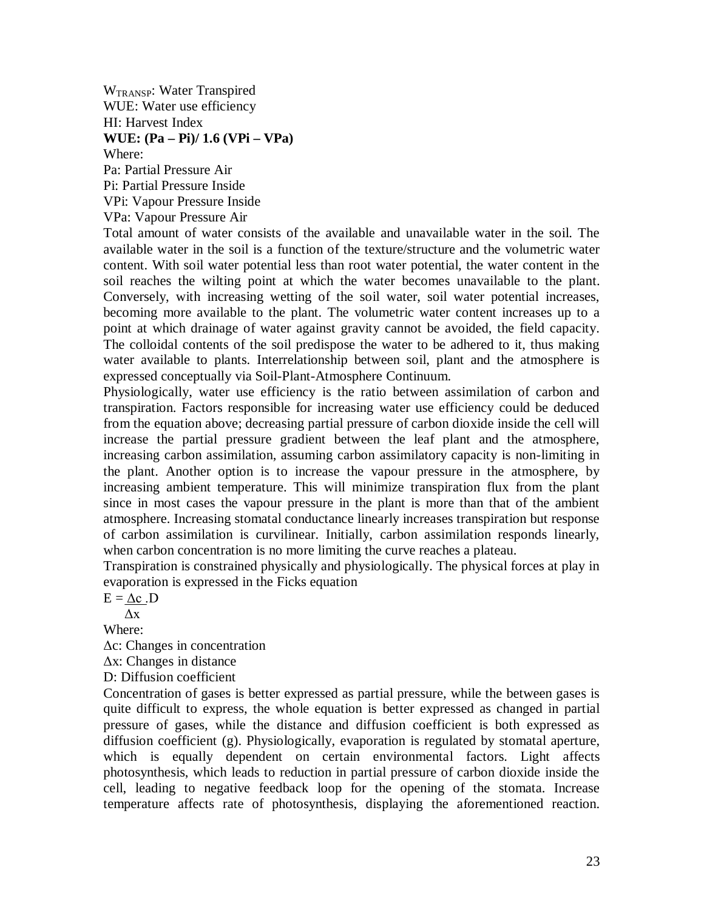$W_{TRANSP}$: Water Transpired
WUE: Water use efficiency
HI: Harvest Index

**WUE: (Pa – Pi)/ 1.6 (VPi – VPa)**

$$WUE = \frac{(P_a - P_i)}{1.6\,(VP_i - VP_a)}$$

Where:
Pa: Partial Pressure Air
Pi: Partial Pressure Inside
VPi: Vapour Pressure Inside
VPa: Vapour Pressure Air

Total amount of water consists of the available and unavailable water in the soil. The available water in the soil is a function of the texture/structure and the volumetric water content. With soil water potential less than root water potential, the water content in the soil reaches the wilting point at which the water becomes unavailable to the plant. Conversely, with increasing wetting of the soil water, soil water potential increases, becoming more available to the plant. The volumetric water content increases up to a point at which drainage of water against gravity cannot be avoided, the field capacity. The colloidal contents of the soil predispose the water to be adhered to it, thus making water available to plants. Interrelationship between soil, plant and the atmosphere is expressed conceptually via Soil-Plant-Atmosphere Continuum.

Physiologically, water use efficiency is the ratio between assimilation of carbon and transpiration. Factors responsible for increasing water use efficiency could be deduced from the equation above; decreasing partial pressure of carbon dioxide inside the cell will increase the partial pressure gradient between the leaf plant and the atmosphere, increasing carbon assimilation, assuming carbon assimilatory capacity is non-limiting in the plant. Another option is to increase the vapour pressure in the atmosphere, by increasing ambient temperature. This will minimize transpiration flux from the plant since in most cases the vapour pressure in the plant is more than that of the ambient atmosphere. Increasing stomatal conductance linearly increases transpiration but response of carbon assimilation is curvilinear. Initially, carbon assimilation responds linearly, when carbon concentration is no more limiting the curve reaches a plateau.

Transpiration is constrained physically and physiologically. The physical forces at play in evaporation is expressed in the Ficks equation

$$E = \frac{\Delta c}{\Delta x} . D$$

Where:
$\Delta c$: Changes in concentration
$\Delta x$: Changes in distance
D: Diffusion coefficient

Concentration of gases is better expressed as partial pressure, while the between gases is quite difficult to express, the whole equation is better expressed as changed in partial pressure of gases, while the distance and diffusion coefficient is both expressed as diffusion coefficient (g). Physiologically, evaporation is regulated by stomatal aperture, which is equally dependent on certain environmental factors. Light affects photosynthesis, which leads to reduction in partial pressure of carbon dioxide inside the cell, leading to negative feedback loop for the opening of the stomata. Increase temperature affects rate of photosynthesis, displaying the aforementioned reaction.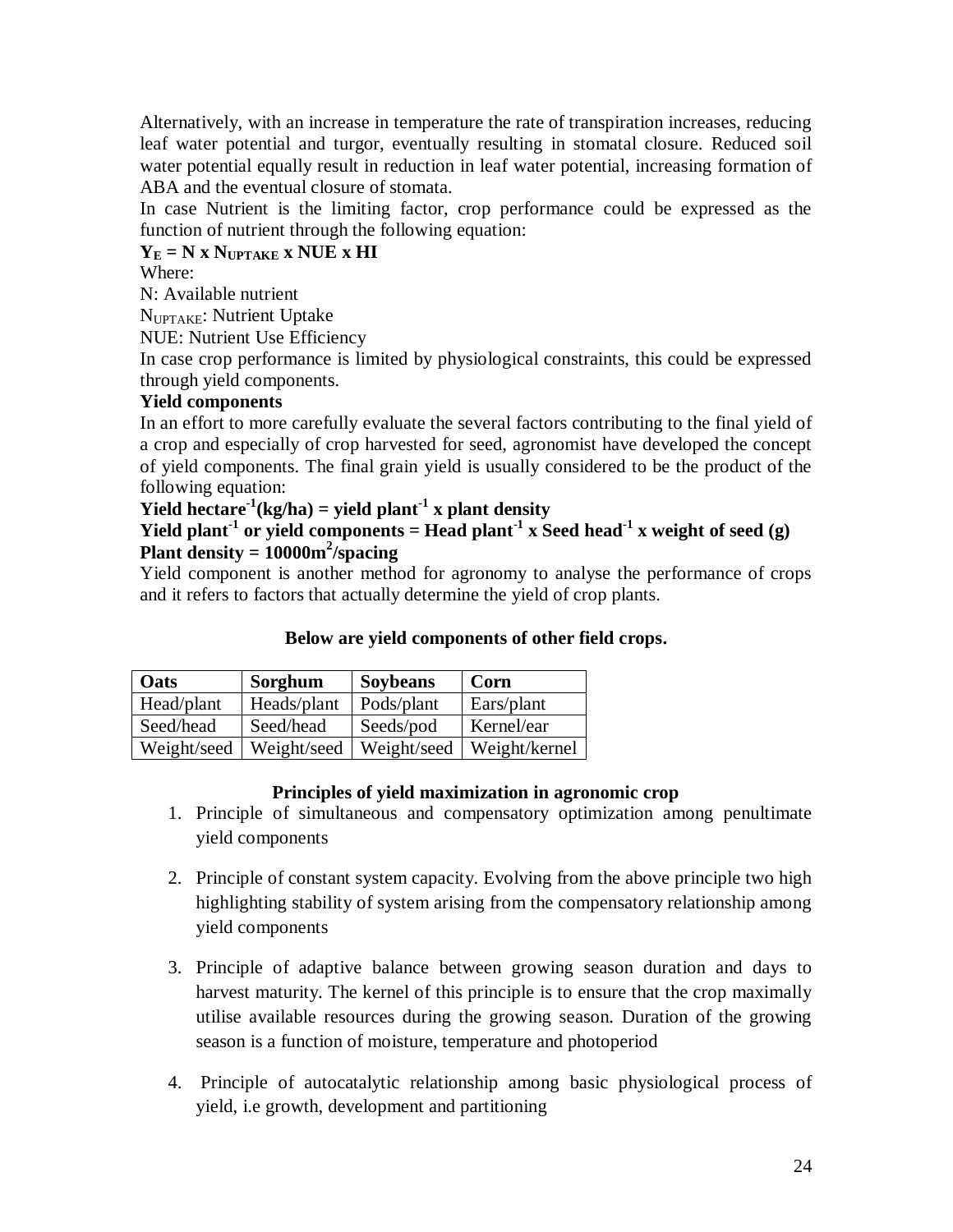Alternatively, with an increase in temperature the rate of transpiration increases, reducing leaf water potential and turgor, eventually resulting in stomatal closure. Reduced soil water potential equally result in reduction in leaf water potential, increasing formation of ABA and the eventual closure of stomata.

In case Nutrient is the limiting factor, crop performance could be expressed as the function of nutrient through the following equation:

$$Y_E = N \times N_{UPTAKE} \times NUE \times HI$$

Where:

N: Available nutrient

$N_{UPTAKE}$: Nutrient Uptake

NUE: Nutrient Use Efficiency

In case crop performance is limited by physiological constraints, this could be expressed through yield components.

**Yield components**

In an effort to more carefully evaluate the several factors contributing to the final yield of a crop and especially of crop harvested for seed, agronomist have developed the concept of yield components. The final grain yield is usually considered to be the product of the following equation:

$$\text{Yield hectare}^{-1}\text{(kg/ha)} = \text{yield plant}^{-1} \times \text{plant density}$$

$$\text{Yield plant}^{-1} \text{ or yield components} = \text{Head plant}^{-1} \times \text{Seed head}^{-1} \times \text{weight of seed (g)}$$

$$\text{Plant density} = 10000\text{m}^2/\text{spacing}$$

Yield component is another method for agronomy to analyse the performance of crops and it refers to factors that actually determine the yield of crop plants.

**Below are yield components of other field crops.**

| Oats | Sorghum | Soybeans | Corn |
|---|---|---|---|
| Head/plant | Heads/plant | Pods/plant | Ears/plant |
| Seed/head | Seed/head | Seeds/pod | Kernel/ear |
| Weight/seed | Weight/seed | Weight/seed | Weight/kernel |

**Principles of yield maximization in agronomic crop**

1. Principle of simultaneous and compensatory optimization among penultimate yield components

2. Principle of constant system capacity. Evolving from the above principle two high highlighting stability of system arising from the compensatory relationship among yield components

3. Principle of adaptive balance between growing season duration and days to harvest maturity. The kernel of this principle is to ensure that the crop maximally utilise available resources during the growing season. Duration of the growing season is a function of moisture, temperature and photoperiod

4. Principle of autocatalytic relationship among basic physiological process of yield, i.e growth, development and partitioning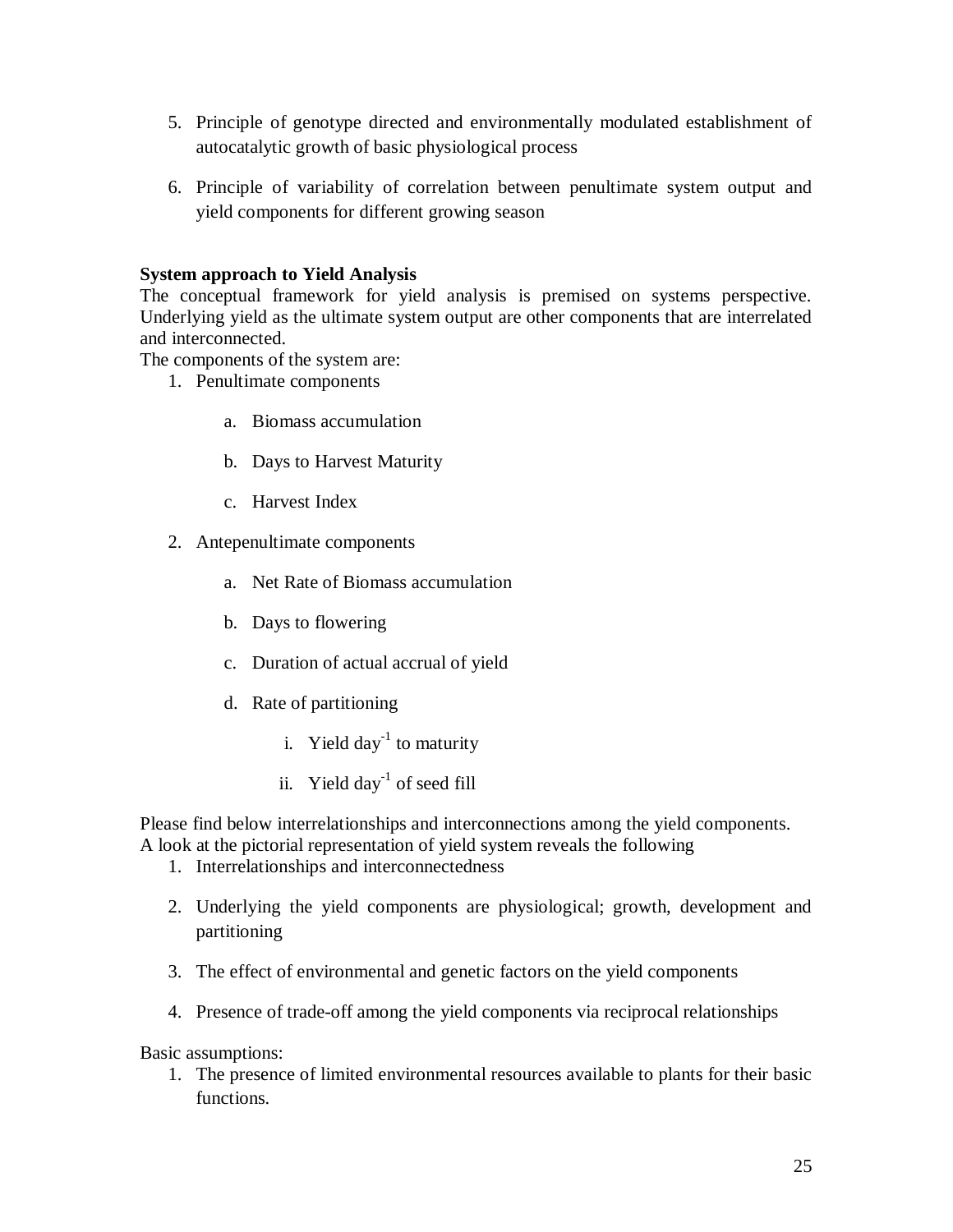5. Principle of genotype directed and environmentally modulated establishment of autocatalytic growth of basic physiological process

6. Principle of variability of correlation between penultimate system output and yield components for different growing season

**System approach to Yield Analysis**

The conceptual framework for yield analysis is premised on systems perspective. Underlying yield as the ultimate system output are other components that are interrelated and interconnected.

The components of the system are:

1. Penultimate components
   a. Biomass accumulation
   b. Days to Harvest Maturity
   c. Harvest Index
2. Antepenultimate components
   a. Net Rate of Biomass accumulation
   b. Days to flowering
   c. Duration of actual accrual of yield
   d. Rate of partitioning
      i. Yield $day^{-1}$ to maturity
      ii. Yield $day^{-1}$ of seed fill

Please find below interrelationships and interconnections among the yield components.

A look at the pictorial representation of yield system reveals the following

1. Interrelationships and interconnectedness
2. Underlying the yield components are physiological; growth, development and partitioning
3. The effect of environmental and genetic factors on the yield components
4. Presence of trade-off among the yield components via reciprocal relationships

Basic assumptions:

1. The presence of limited environmental resources available to plants for their basic functions.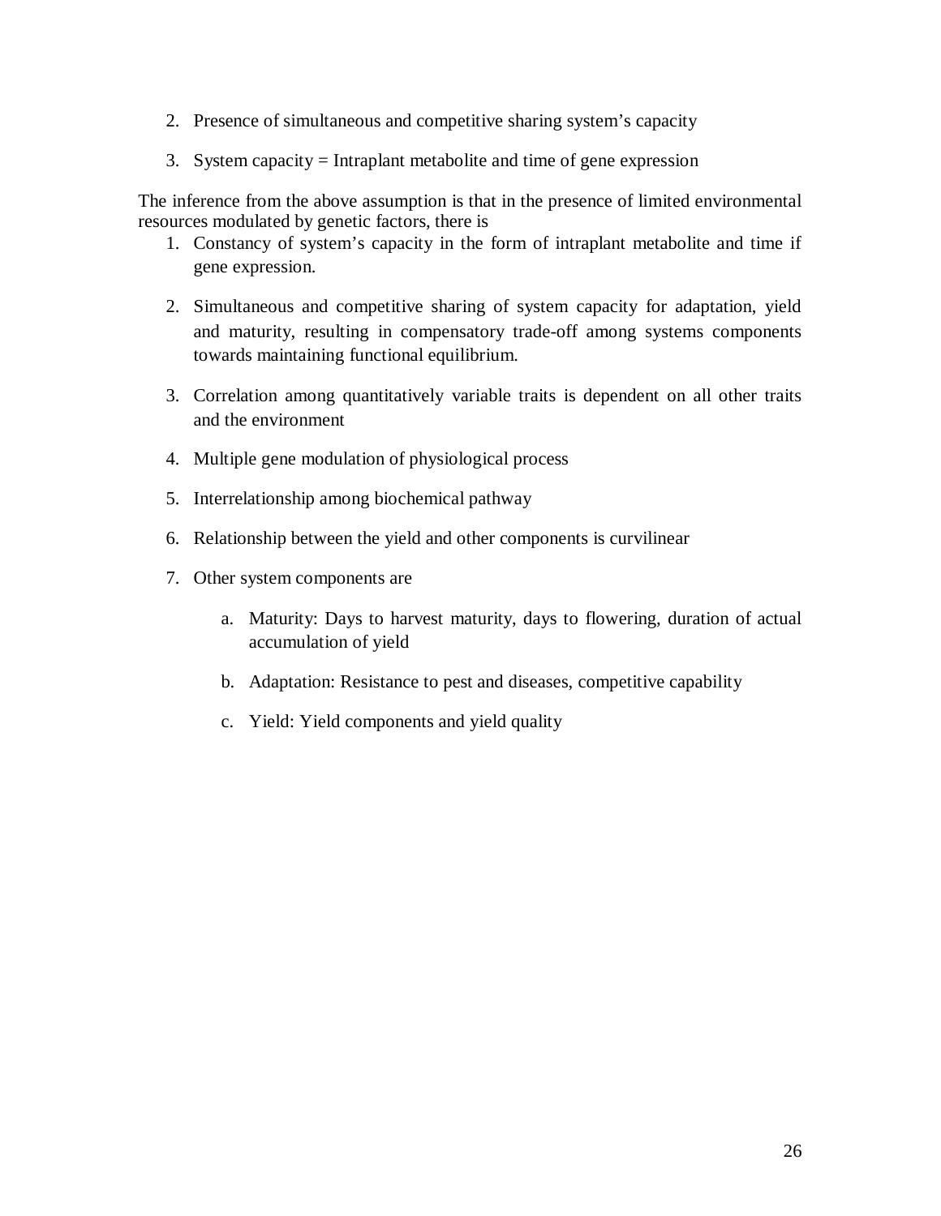2. Presence of simultaneous and competitive sharing system's capacity
3. System capacity = Intraplant metabolite and time of gene expression

The inference from the above assumption is that in the presence of limited environmental resources modulated by genetic factors, there is

1. Constancy of system's capacity in the form of intraplant metabolite and time if gene expression.
2. Simultaneous and competitive sharing of system capacity for adaptation, yield and maturity, resulting in compensatory trade-off among systems components towards maintaining functional equilibrium.
3. Correlation among quantitatively variable traits is dependent on all other traits and the environment
4. Multiple gene modulation of physiological process
5. Interrelationship among biochemical pathway
6. Relationship between the yield and other components is curvilinear
7. Other system components are
    a. Maturity: Days to harvest maturity, days to flowering, duration of actual accumulation of yield
    b. Adaptation: Resistance to pest and diseases, competitive capability
    c. Yield: Yield components and yield quality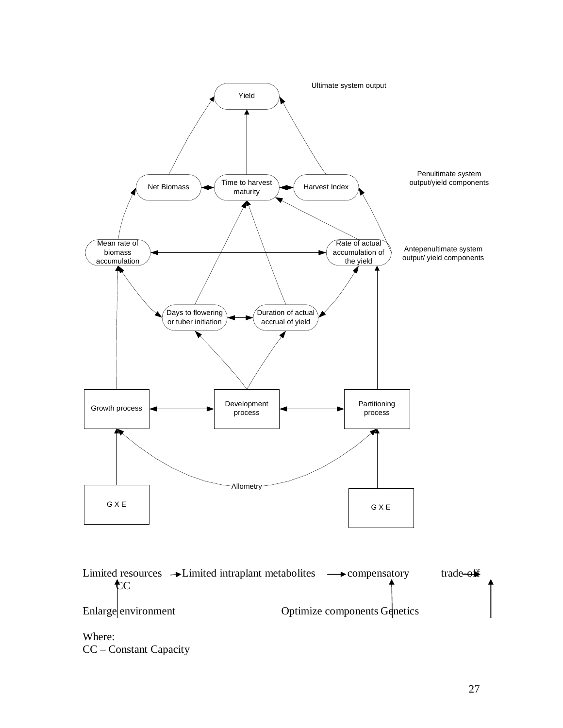Yield

Ultimate system output

Net Biomass | Time to harvest maturity | Harvest Index

Penultimate system output/yield components

Mean rate of biomass accumulation | Rate of actual accumulation of the yield

Antepenultimate system output/ yield components

Days to flowering or tuber initiation | Duration of actual accrual of yield

Growth process | Development process | Partitioning process

Allometry

G X E | G X E

Limited resources → Limited intraplant metabolites → compensatory trade-off

CC

Enlarge environment Optimize components Genetics

Where:
CC – Constant Capacity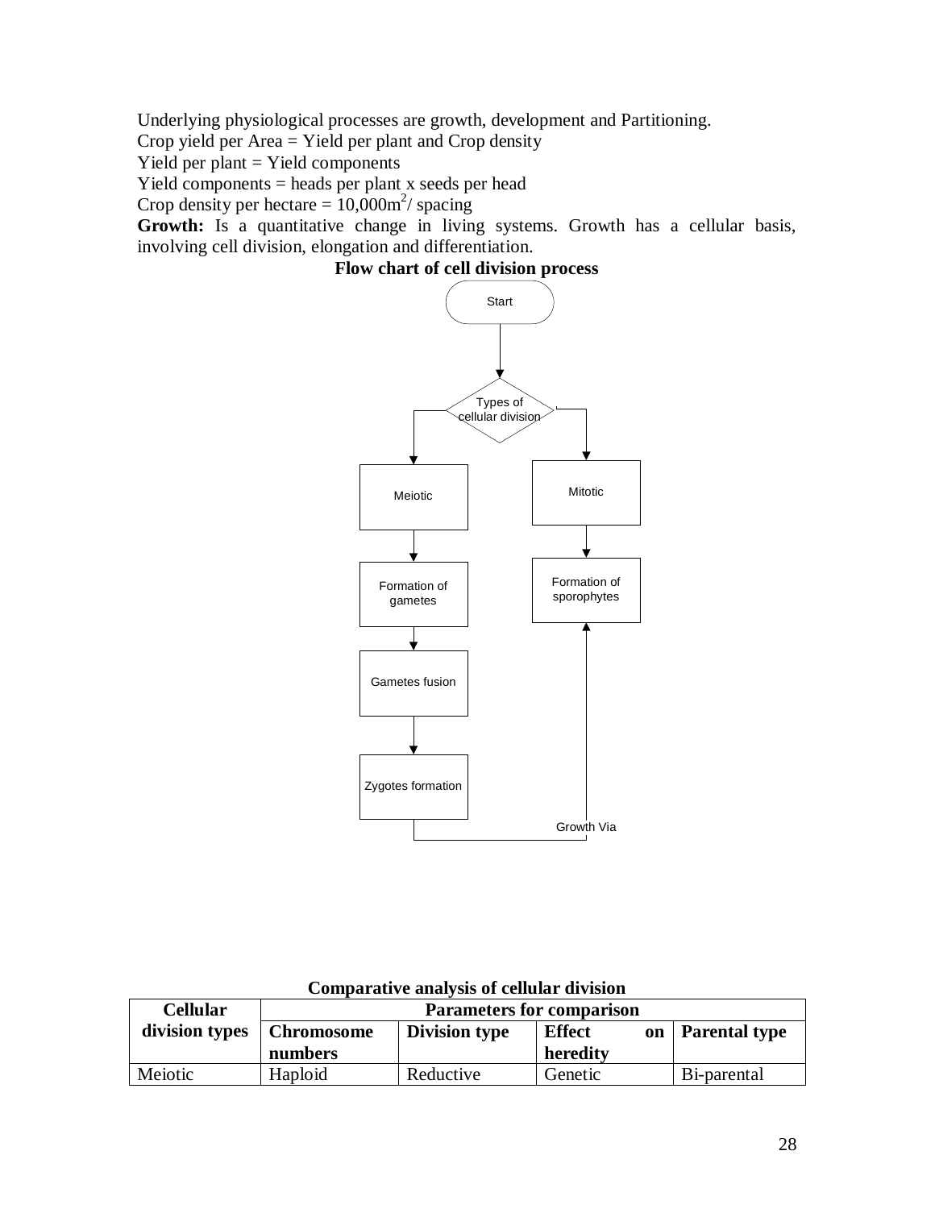Underlying physiological processes are growth, development and Partitioning.

Crop yield per Area = Yield per plant and Crop density

Yield per plant = Yield components

Yield components = heads per plant x seeds per head

Crop density per hectare = $10,000m^2$/ spacing

**Growth:** Is a quantitative change in living systems. Growth has a cellular basis, involving cell division, elongation and differentiation.

**Flow chart of cell division process**

Start

Types of cellular division

Meiotic

Mitotic

Formation of gametes

Formation of sporophytes

Gametes fusion

Zygotes formation

Growth Via

**Comparative analysis of cellular division**

| Cellular division types | Parameters for comparison | | | |
|---|---|---|---|---|
| | **Chromosome numbers** | **Division type** | **Effect on heredity** | **Parental type** |
| Meiotic | Haploid | Reductive | Genetic | Bi-parental |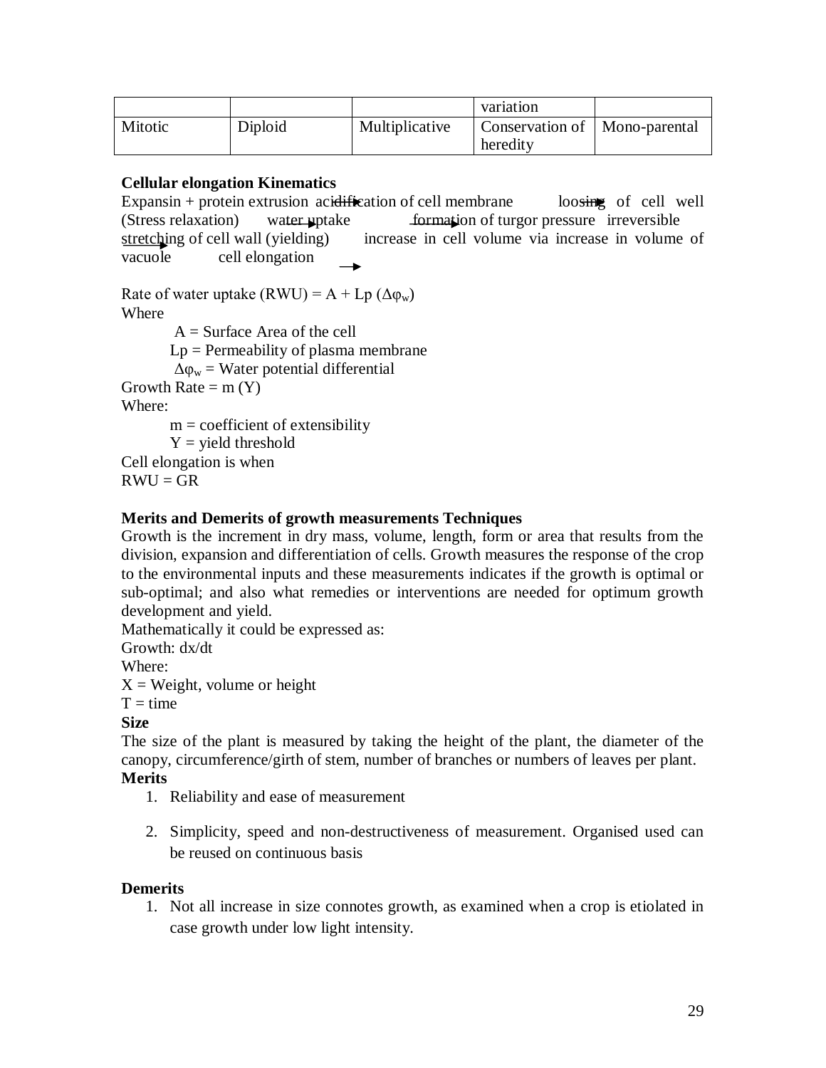|  |  |  | variation |  |
|---|---|---|---|---|
| Mitotic | Diploid | Multiplicative | Conservation of heredity | Mono-parental |

**Cellular elongation Kinematics**

Expansin + protein extrusion → acidification of cell membrane → loosing of cell well (Stress relaxation) → water uptake → formation of turgor pressure → irreversible stretching of cell wall (yielding) → increase in cell volume via increase in volume of vacuole → cell elongation

Rate of water uptake (RWU) = A + Lp ($\Delta\varphi_w$)

Where

A = Surface Area of the cell

Lp = Permeability of plasma membrane

$\Delta\varphi_w$ = Water potential differential

Growth Rate = m (Y)

Where:

m = coefficient of extensibility

Y = yield threshold

Cell elongation is when

RWU = GR

**Merits and Demerits of growth measurements Techniques**

Growth is the increment in dry mass, volume, length, form or area that results from the division, expansion and differentiation of cells. Growth measures the response of the crop to the environmental inputs and these measurements indicates if the growth is optimal or sub-optimal; and also what remedies or interventions are needed for optimum growth development and yield.

Mathematically it could be expressed as:

Growth: dx/dt

Where:

X = Weight, volume or height

T = time

**Size**

The size of the plant is measured by taking the height of the plant, the diameter of the canopy, circumference/girth of stem, number of branches or numbers of leaves per plant.

**Merits**

1. Reliability and ease of measurement
2. Simplicity, speed and non-destructiveness of measurement. Organised used can be reused on continuous basis

**Demerits**

1. Not all increase in size connotes growth, as examined when a crop is etiolated in case growth under low light intensity.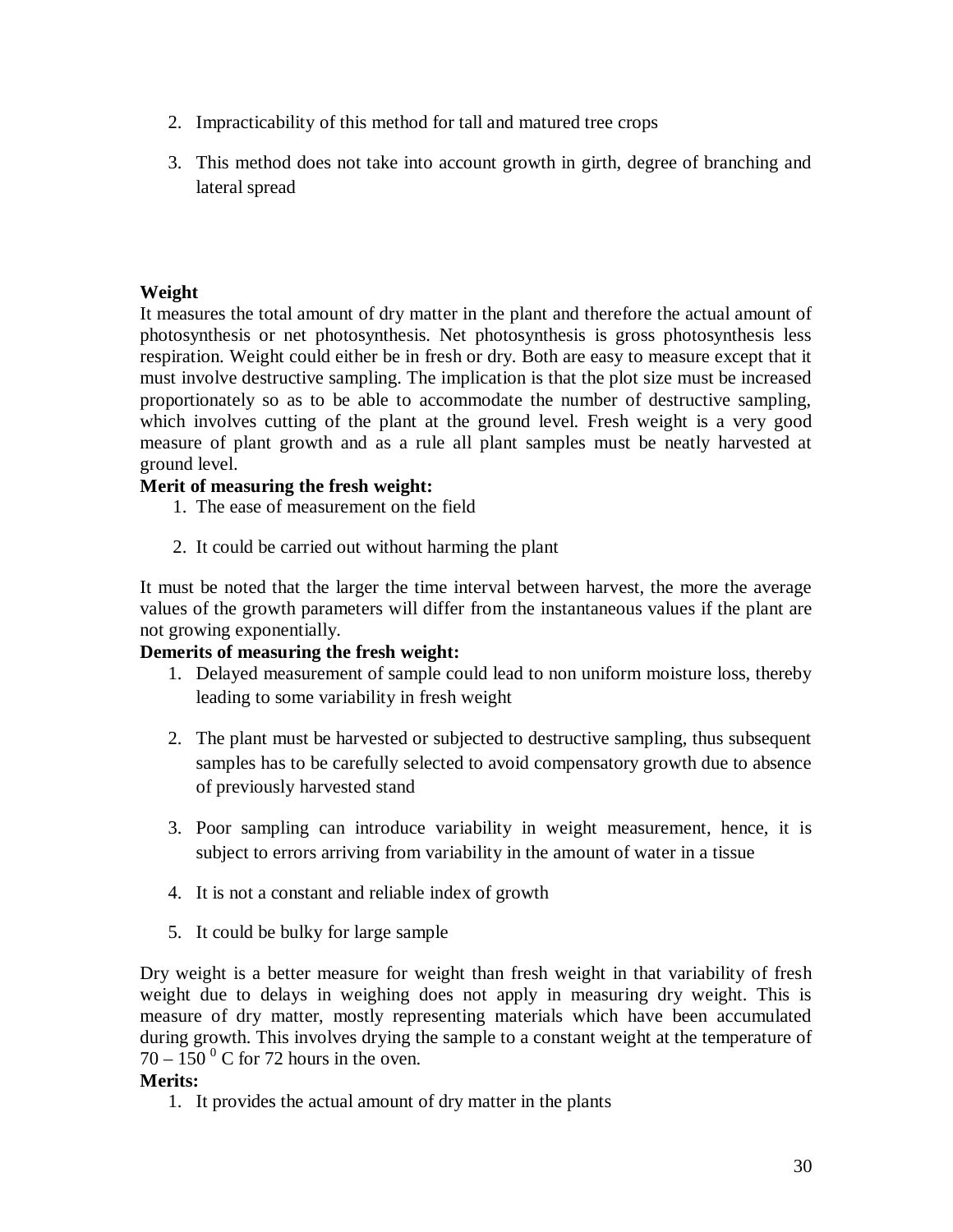2. Impracticability of this method for tall and matured tree crops
3. This method does not take into account growth in girth, degree of branching and lateral spread

**Weight**

It measures the total amount of dry matter in the plant and therefore the actual amount of photosynthesis or net photosynthesis. Net photosynthesis is gross photosynthesis less respiration. Weight could either be in fresh or dry. Both are easy to measure except that it must involve destructive sampling. The implication is that the plot size must be increased proportionately so as to be able to accommodate the number of destructive sampling, which involves cutting of the plant at the ground level. Fresh weight is a very good measure of plant growth and as a rule all plant samples must be neatly harvested at ground level.

**Merit of measuring the fresh weight:**

1. The ease of measurement on the field
2. It could be carried out without harming the plant

It must be noted that the larger the time interval between harvest, the more the average values of the growth parameters will differ from the instantaneous values if the plant are not growing exponentially.

**Demerits of measuring the fresh weight:**

1. Delayed measurement of sample could lead to non uniform moisture loss, thereby leading to some variability in fresh weight
2. The plant must be harvested or subjected to destructive sampling, thus subsequent samples has to be carefully selected to avoid compensatory growth due to absence of previously harvested stand
3. Poor sampling can introduce variability in weight measurement, hence, it is subject to errors arriving from variability in the amount of water in a tissue
4. It is not a constant and reliable index of growth
5. It could be bulky for large sample

Dry weight is a better measure for weight than fresh weight in that variability of fresh weight due to delays in weighing does not apply in measuring dry weight. This is measure of dry matter, mostly representing materials which have been accumulated during growth. This involves drying the sample to a constant weight at the temperature of $70 – 150\ ^0$ C for 72 hours in the oven.

**Merits:**

1. It provides the actual amount of dry matter in the plants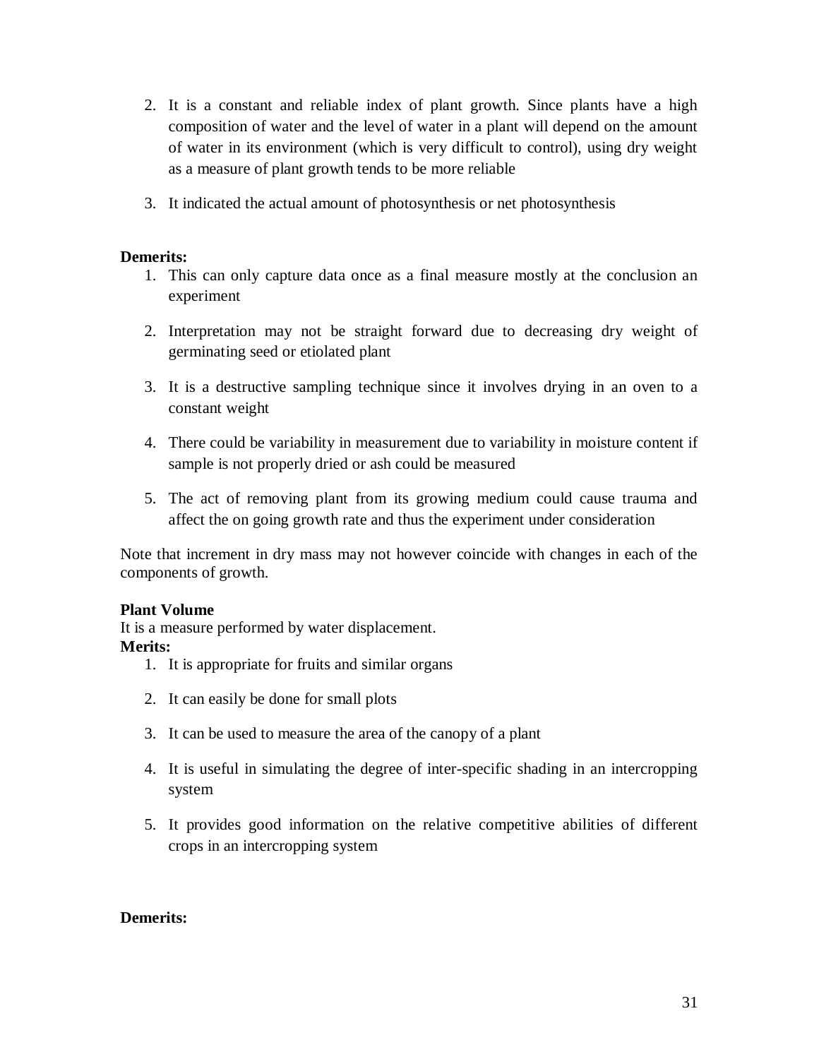2. It is a constant and reliable index of plant growth. Since plants have a high composition of water and the level of water in a plant will depend on the amount of water in its environment (which is very difficult to control), using dry weight as a measure of plant growth tends to be more reliable

3. It indicated the actual amount of photosynthesis or net photosynthesis

**Demerits:**

1. This can only capture data once as a final measure mostly at the conclusion an experiment

2. Interpretation may not be straight forward due to decreasing dry weight of germinating seed or etiolated plant

3. It is a destructive sampling technique since it involves drying in an oven to a constant weight

4. There could be variability in measurement due to variability in moisture content if sample is not properly dried or ash could be measured

5. The act of removing plant from its growing medium could cause trauma and affect the on going growth rate and thus the experiment under consideration

Note that increment in dry mass may not however coincide with changes in each of the components of growth.

**Plant Volume**

It is a measure performed by water displacement.

**Merits:**

1. It is appropriate for fruits and similar organs

2. It can easily be done for small plots

3. It can be used to measure the area of the canopy of a plant

4. It is useful in simulating the degree of inter-specific shading in an intercropping system

5. It provides good information on the relative competitive abilities of different crops in an intercropping system

**Demerits:**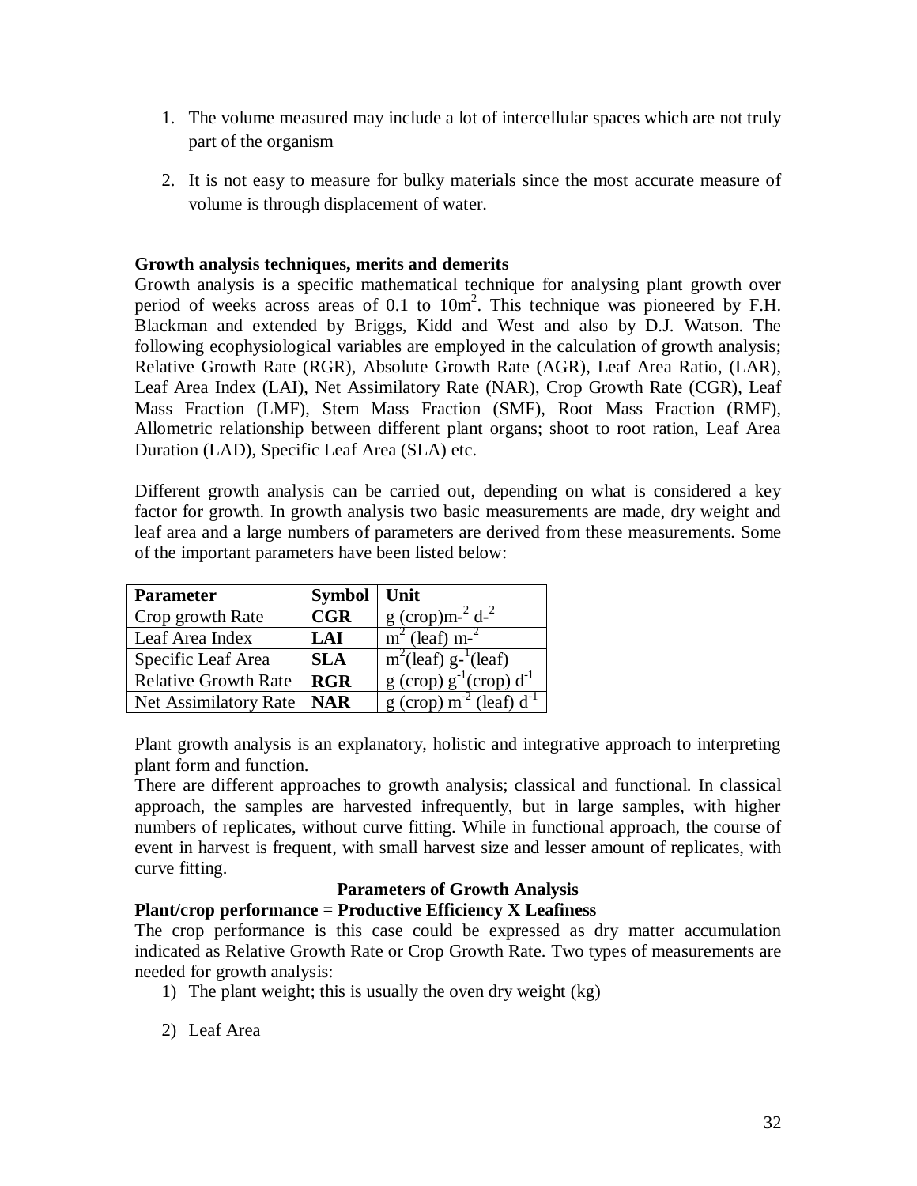1. The volume measured may include a lot of intercellular spaces which are not truly part of the organism

2. It is not easy to measure for bulky materials since the most accurate measure of volume is through displacement of water.

**Growth analysis techniques, merits and demerits**

Growth analysis is a specific mathematical technique for analysing plant growth over period of weeks across areas of 0.1 to $10m^2$. This technique was pioneered by F.H. Blackman and extended by Briggs, Kidd and West and also by D.J. Watson. The following ecophysiological variables are employed in the calculation of growth analysis; Relative Growth Rate (RGR), Absolute Growth Rate (AGR), Leaf Area Ratio, (LAR), Leaf Area Index (LAI), Net Assimilatory Rate (NAR), Crop Growth Rate (CGR), Leaf Mass Fraction (LMF), Stem Mass Fraction (SMF), Root Mass Fraction (RMF), Allometric relationship between different plant organs; shoot to root ration, Leaf Area Duration (LAD), Specific Leaf Area (SLA) etc.

Different growth analysis can be carried out, depending on what is considered a key factor for growth. In growth analysis two basic measurements are made, dry weight and leaf area and a large numbers of parameters are derived from these measurements. Some of the important parameters have been listed below:

| **Parameter** | **Symbol** | **Unit** |
|---|---|---|
| Crop growth Rate | **CGR** | g (crop)$m^{-2}$ $d^{-2}$ |
| Leaf Area Index | **LAI** | $m^2$ (leaf) $m^{-2}$ |
| Specific Leaf Area | **SLA** | $m^2$(leaf) $g^{-1}$(leaf) |
| Relative Growth Rate | **RGR** | g (crop) $g^{-1}$(crop) $d^{-1}$ |
| Net Assimilatory Rate | **NAR** | g (crop) $m^{-2}$ (leaf) $d^{-1}$ |

Plant growth analysis is an explanatory, holistic and integrative approach to interpreting plant form and function.

There are different approaches to growth analysis; classical and functional. In classical approach, the samples are harvested infrequently, but in large samples, with higher numbers of replicates, without curve fitting. While in functional approach, the course of event in harvest is frequent, with small harvest size and lesser amount of replicates, with curve fitting.

**Parameters of Growth Analysis**

**Plant/crop performance = Productive Efficiency X Leafiness**

The crop performance is this case could be expressed as dry matter accumulation indicated as Relative Growth Rate or Crop Growth Rate. Two types of measurements are needed for growth analysis:

1) The plant weight; this is usually the oven dry weight (kg)

2) Leaf Area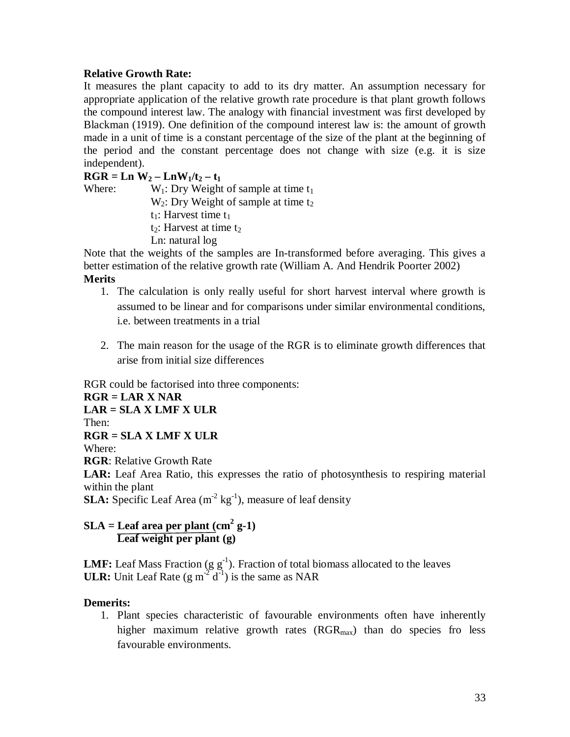**Relative Growth Rate:**

It measures the plant capacity to add to its dry matter. An assumption necessary for appropriate application of the relative growth rate procedure is that plant growth follows the compound interest law. The analogy with financial investment was first developed by Blackman (1919). One definition of the compound interest law is: the amount of growth made in a unit of time is a constant percentage of the size of the plant at the beginning of the period and the constant percentage does not change with size (e.g. it is size independent).

**$RGR = Ln\ W_2 – LnW_1/t_2 – t_1$**

Where: $W_1$: Dry Weight of sample at time $t_1$
$W_2$: Dry Weight of sample at time $t_2$
$t_1$: Harvest time $t_1$
$t_2$: Harvest at time $t_2$
Ln: natural log

Note that the weights of the samples are In-transformed before averaging. This gives a better estimation of the relative growth rate (William A. And Hendrik Poorter 2002)

**Merits**

1. The calculation is only really useful for short harvest interval where growth is assumed to be linear and for comparisons under similar environmental conditions, i.e. between treatments in a trial
2. The main reason for the usage of the RGR is to eliminate growth differences that arise from initial size differences

RGR could be factorised into three components:

**RGR = LAR X NAR**

**LAR = SLA X LMF X ULR**

Then:

**RGR = SLA X LMF X ULR**

Where:

**RGR**: Relative Growth Rate

**LAR:** Leaf Area Ratio, this expresses the ratio of photosynthesis to respiring material within the plant

**SLA:** Specific Leaf Area ($m^{-2}\ kg^{-1}$), measure of leaf density

$$SLA = \frac{\text{Leaf area per plant } (cm^2\ g\text{-}1)}{\text{Leaf weight per plant (g)}}$$

**LMF:** Leaf Mass Fraction ($g\ g^{-1}$). Fraction of total biomass allocated to the leaves

**ULR:** Unit Leaf Rate ($g\ m^{-2}\ d^{-1}$) is the same as NAR

**Demerits:**

1. Plant species characteristic of favourable environments often have inherently higher maximum relative growth rates ($RGR_{max}$) than do species fro less favourable environments.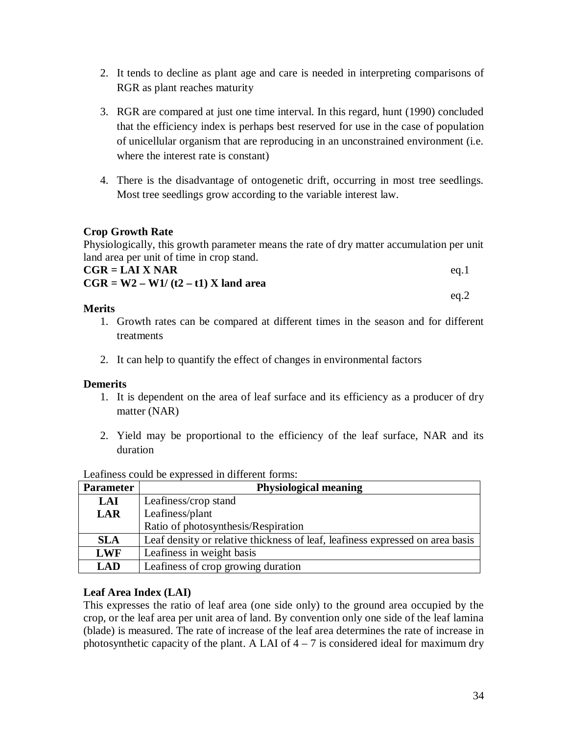2. It tends to decline as plant age and care is needed in interpreting comparisons of RGR as plant reaches maturity

3. RGR are compared at just one time interval. In this regard, hunt (1990) concluded that the efficiency index is perhaps best reserved for use in the case of population of unicellular organism that are reproducing in an unconstrained environment (i.e. where the interest rate is constant)

4. There is the disadvantage of ontogenetic drift, occurring in most tree seedlings. Most tree seedlings grow according to the variable interest law.

**Crop Growth Rate**

Physiologically, this growth parameter means the rate of dry matter accumulation per unit land area per unit of time in crop stand.

**CGR = LAI X NAR** eq.1

**CGR = W2 – W1/ (t2 – t1) X land area** eq.2

**Merits**

1. Growth rates can be compared at different times in the season and for different treatments

2. It can help to quantify the effect of changes in environmental factors

**Demerits**

1. It is dependent on the area of leaf surface and its efficiency as a producer of dry matter (NAR)

2. Yield may be proportional to the efficiency of the leaf surface, NAR and its duration

Leafiness could be expressed in different forms:

| Parameter | Physiological meaning |
|---|---|
| **LAI** | Leafiness/crop stand |
| **LAR** | Leafiness/plant<br>Ratio of photosynthesis/Respiration |
| **SLA** | Leaf density or relative thickness of leaf, leafiness expressed on area basis |
| **LWF** | Leafiness in weight basis |
| **LAD** | Leafiness of crop growing duration |

**Leaf Area Index (LAI)**

This expresses the ratio of leaf area (one side only) to the ground area occupied by the crop, or the leaf area per unit area of land. By convention only one side of the leaf lamina (blade) is measured. The rate of increase of the leaf area determines the rate of increase in photosynthetic capacity of the plant. A LAI of 4 – 7 is considered ideal for maximum dry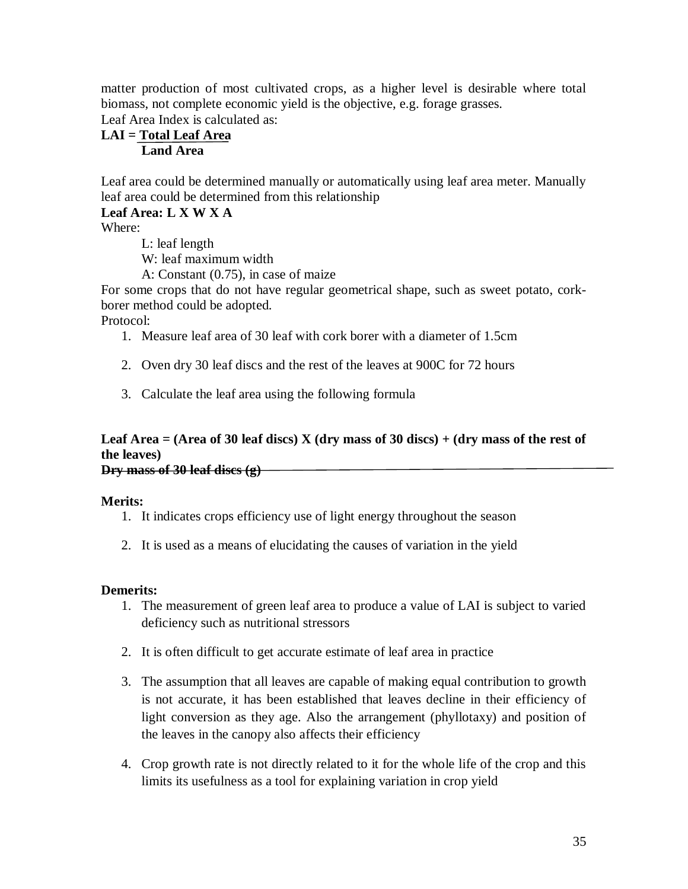matter production of most cultivated crops, as a higher level is desirable where total biomass, not complete economic yield is the objective, e.g. forage grasses.
Leaf Area Index is calculated as:

$$\textbf{LAI} = \frac{\textbf{Total Leaf Area}}{\textbf{Land Area}}$$

Leaf area could be determined manually or automatically using leaf area meter. Manually leaf area could be determined from this relationship

**Leaf Area: L X W X A**

Where:

L: leaf length
W: leaf maximum width
A: Constant (0.75), in case of maize

For some crops that do not have regular geometrical shape, such as sweet potato, cork-borer method could be adopted.

Protocol:

1. Measure leaf area of 30 leaf with cork borer with a diameter of 1.5cm
2. Oven dry 30 leaf discs and the rest of the leaves at 900C for 72 hours
3. Calculate the leaf area using the following formula

$$\textbf{Leaf Area} = \frac{\textbf{(Area of 30 leaf discs) X (dry mass of 30 discs) + (dry mass of the rest of the leaves)}}{\textbf{Dry mass of 30 leaf discs (g)}}$$

**Merits:**

1. It indicates crops efficiency use of light energy throughout the season
2. It is used as a means of elucidating the causes of variation in the yield

**Demerits:**

1. The measurement of green leaf area to produce a value of LAI is subject to varied deficiency such as nutritional stressors
2. It is often difficult to get accurate estimate of leaf area in practice
3. The assumption that all leaves are capable of making equal contribution to growth is not accurate, it has been established that leaves decline in their efficiency of light conversion as they age. Also the arrangement (phyllotaxy) and position of the leaves in the canopy also affects their efficiency
4. Crop growth rate is not directly related to it for the whole life of the crop and this limits its usefulness as a tool for explaining variation in crop yield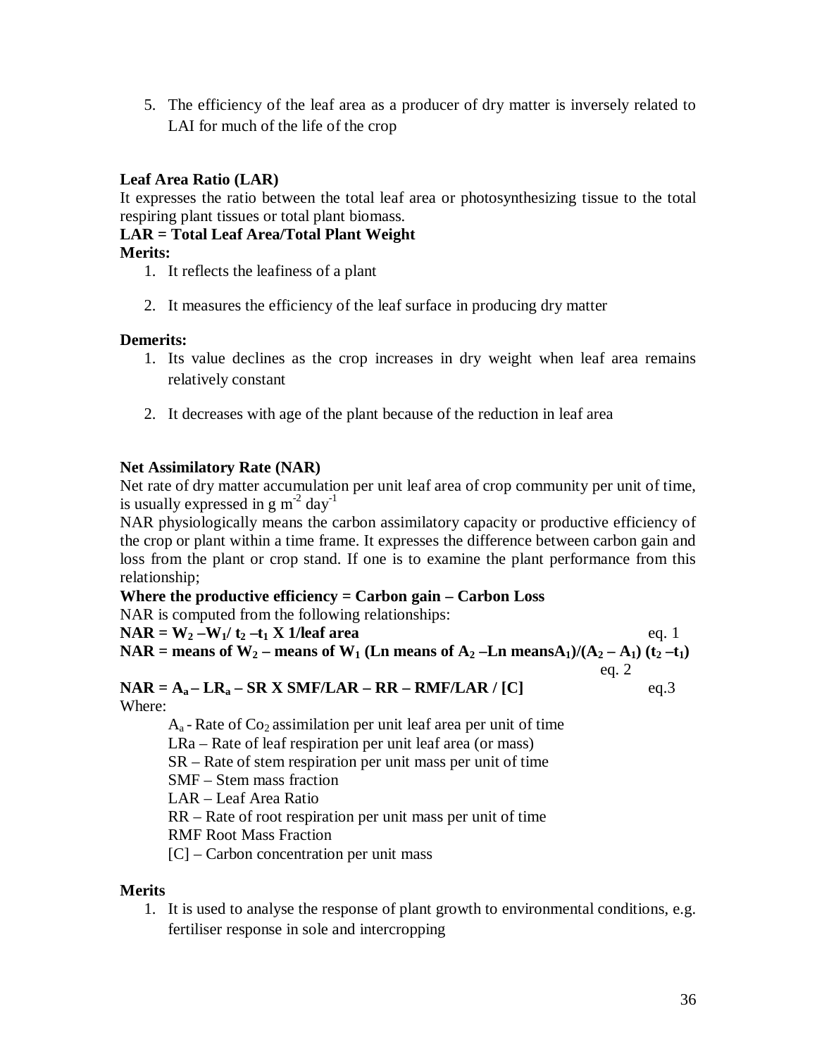5. The efficiency of the leaf area as a producer of dry matter is inversely related to LAI for much of the life of the crop

**Leaf Area Ratio (LAR)**

It expresses the ratio between the total leaf area or photosynthesizing tissue to the total respiring plant tissues or total plant biomass.

**LAR = Total Leaf Area/Total Plant Weight**

**Merits:**

1. It reflects the leafiness of a plant
2. It measures the efficiency of the leaf surface in producing dry matter

**Demerits:**

1. Its value declines as the crop increases in dry weight when leaf area remains relatively constant
2. It decreases with age of the plant because of the reduction in leaf area

**Net Assimilatory Rate (NAR)**

Net rate of dry matter accumulation per unit leaf area of crop community per unit of time, is usually expressed in g $m^{-2}$ $day^{-1}$

NAR physiologically means the carbon assimilatory capacity or productive efficiency of the crop or plant within a time frame. It expresses the difference between carbon gain and loss from the plant or crop stand. If one is to examine the plant performance from this relationship;

**Where the productive efficiency = Carbon gain – Carbon Loss**

NAR is computed from the following relationships:

$$NAR = W_2 - W_1 / t_2 - t_1 \times 1/\text{leaf area} \qquad \text{eq. 1}$$

$$NAR = \text{means of } W_2 - \text{means of } W_1 (\text{Ln means of } A_2 - \text{Ln means} A_1)/(A_2 - A_1)(t_2 - t_1) \qquad \text{eq. 2}$$

$$NAR = A_a - LR_a - SR \times SMF/LAR - RR - RMF/LAR / [C] \qquad \text{eq.3}$$

Where:

$A_a$ - Rate of $CO_2$ assimilation per unit leaf area per unit of time
LRa – Rate of leaf respiration per unit leaf area (or mass)
SR – Rate of stem respiration per unit mass per unit of time
SMF – Stem mass fraction
LAR – Leaf Area Ratio
RR – Rate of root respiration per unit mass per unit of time
RMF Root Mass Fraction
[C] – Carbon concentration per unit mass

**Merits**

1. It is used to analyse the response of plant growth to environmental conditions, e.g. fertiliser response in sole and intercropping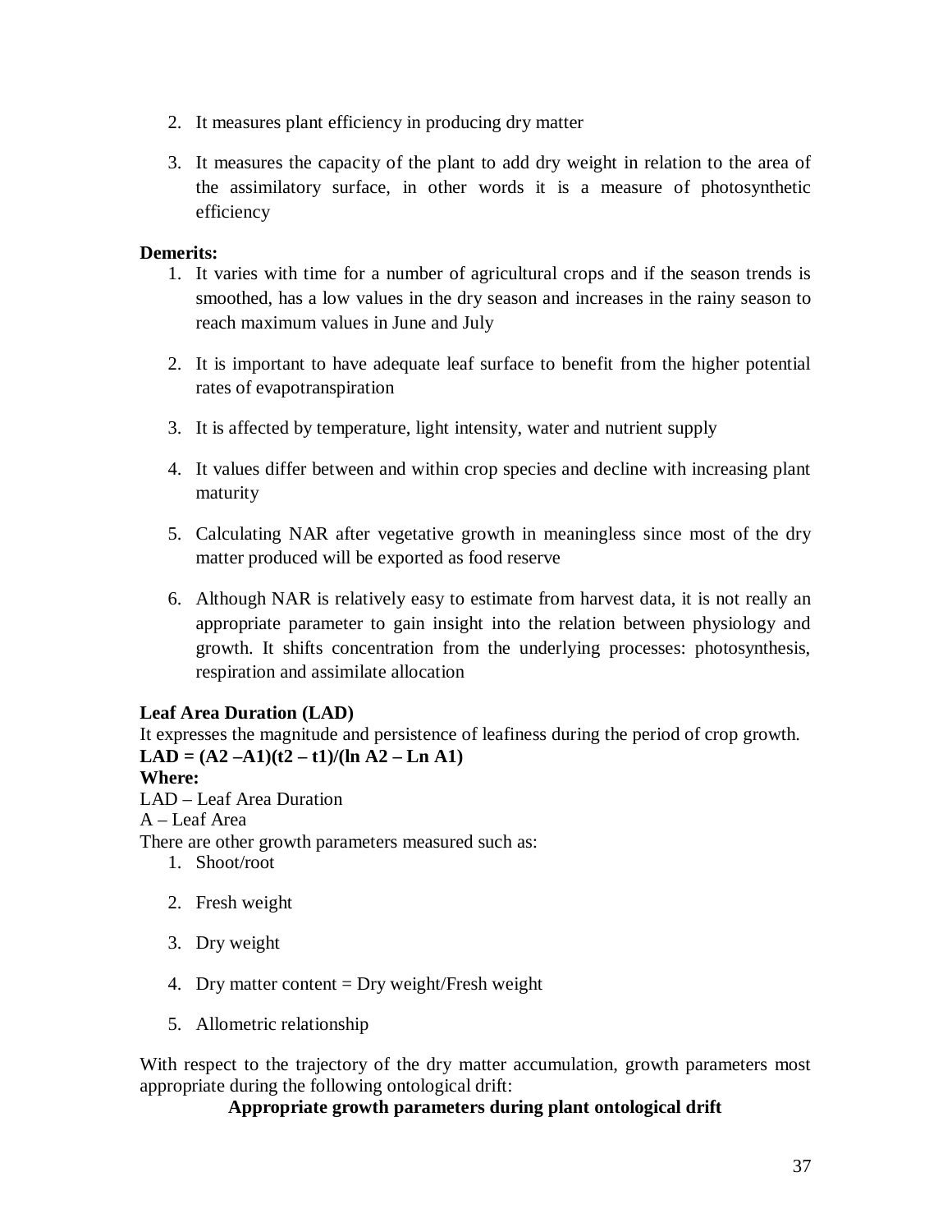2. It measures plant efficiency in producing dry matter

3. It measures the capacity of the plant to add dry weight in relation to the area of the assimilatory surface, in other words it is a measure of photosynthetic efficiency

**Demerits:**

1. It varies with time for a number of agricultural crops and if the season trends is smoothed, has a low values in the dry season and increases in the rainy season to reach maximum values in June and July

2. It is important to have adequate leaf surface to benefit from the higher potential rates of evapotranspiration

3. It is affected by temperature, light intensity, water and nutrient supply

4. It values differ between and within crop species and decline with increasing plant maturity

5. Calculating NAR after vegetative growth in meaningless since most of the dry matter produced will be exported as food reserve

6. Although NAR is relatively easy to estimate from harvest data, it is not really an appropriate parameter to gain insight into the relation between physiology and growth. It shifts concentration from the underlying processes: photosynthesis, respiration and assimilate allocation

**Leaf Area Duration (LAD)**

It expresses the magnitude and persistence of leafiness during the period of crop growth.

$$LAD = (A2 - A1)(t2 - t1)/(\ln A2 - \ln A1)$$

**Where:**

LAD – Leaf Area Duration

A – Leaf Area

There are other growth parameters measured such as:

1. Shoot/root

2. Fresh weight

3. Dry weight

4. Dry matter content = Dry weight/Fresh weight

5. Allometric relationship

With respect to the trajectory of the dry matter accumulation, growth parameters most appropriate during the following ontological drift:

**Appropriate growth parameters during plant ontological drift**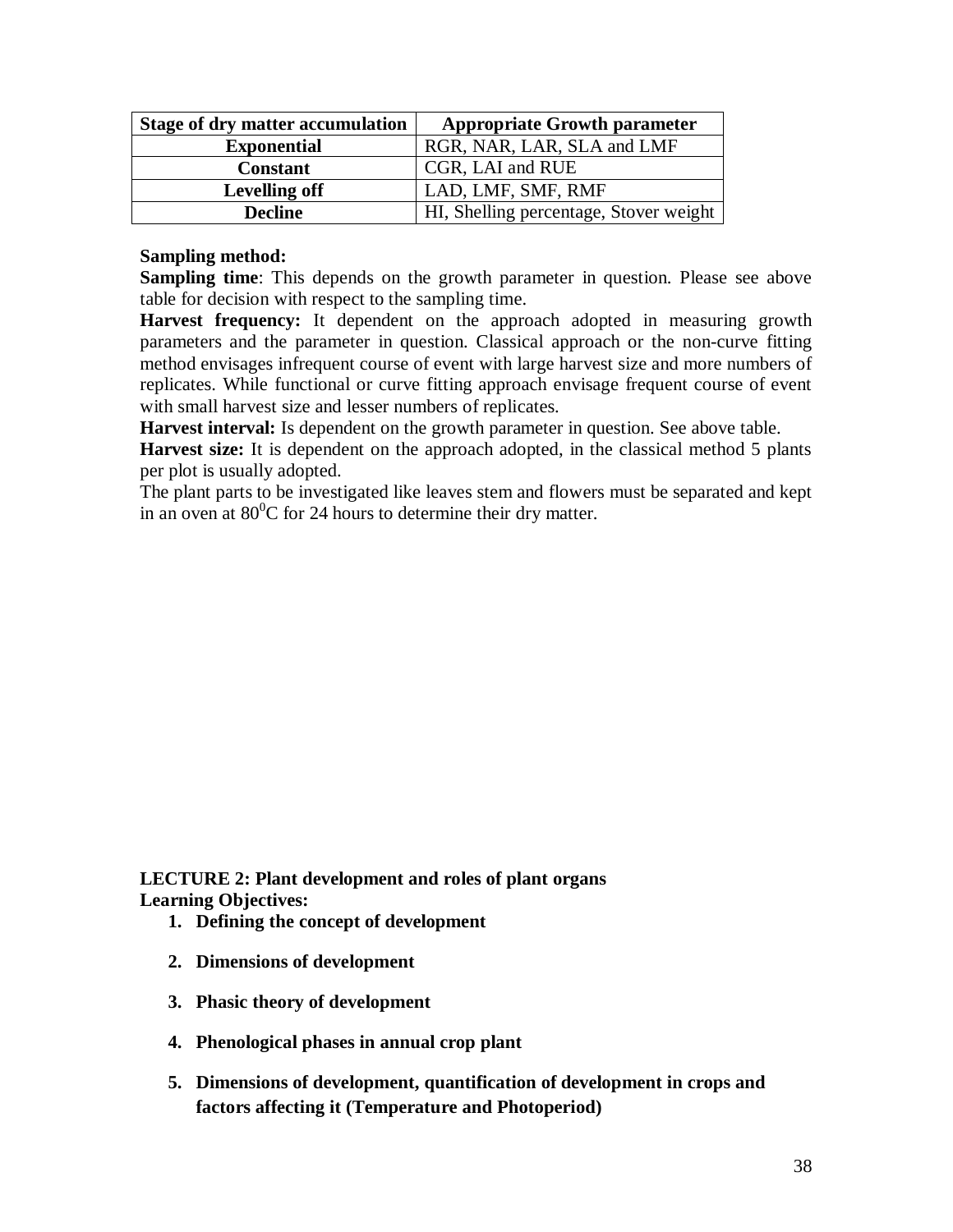| Stage of dry matter accumulation | Appropriate Growth parameter |
|---|---|
| Exponential | RGR, NAR, LAR, SLA and LMF |
| Constant | CGR, LAI and RUE |
| Levelling off | LAD, LMF, SMF, RMF |
| Decline | HI, Shelling percentage, Stover weight |

**Sampling method:**

**Sampling time**: This depends on the growth parameter in question. Please see above table for decision with respect to the sampling time.

**Harvest frequency:** It dependent on the approach adopted in measuring growth parameters and the parameter in question. Classical approach or the non-curve fitting method envisages infrequent course of event with large harvest size and more numbers of replicates. While functional or curve fitting approach envisage frequent course of event with small harvest size and lesser numbers of replicates.

**Harvest interval:** Is dependent on the growth parameter in question. See above table.

**Harvest size:** It is dependent on the approach adopted, in the classical method 5 plants per plot is usually adopted.

The plant parts to be investigated like leaves stem and flowers must be separated and kept in an oven at $80^0$C for 24 hours to determine their dry matter.

**LECTURE 2: Plant development and roles of plant organs**

**Learning Objectives:**

1. **Defining the concept of development**
2. **Dimensions of development**
3. **Phasic theory of development**
4. **Phenological phases in annual crop plant**
5. **Dimensions of development, quantification of development in crops and factors affecting it (Temperature and Photoperiod)**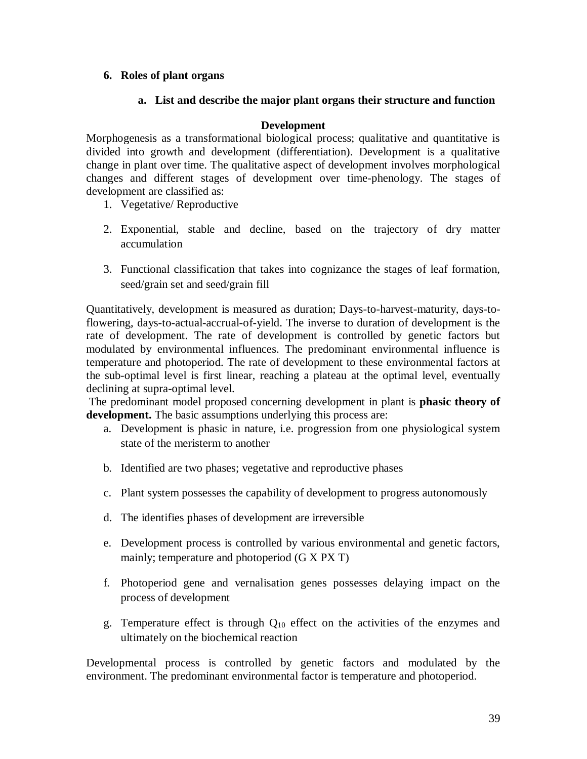6. **Roles of plant organs**

    a. **List and describe the major plant organs their structure and function**

### Development

Morphogenesis as a transformational biological process; qualitative and quantitative is divided into growth and development (differentiation). Development is a qualitative change in plant over time. The qualitative aspect of development involves morphological changes and different stages of development over time-phenology. The stages of development are classified as:

1. Vegetative/ Reproductive
2. Exponential, stable and decline, based on the trajectory of dry matter accumulation
3. Functional classification that takes into cognizance the stages of leaf formation, seed/grain set and seed/grain fill

Quantitatively, development is measured as duration; Days-to-harvest-maturity, days-to-flowering, days-to-actual-accrual-of-yield. The inverse to duration of development is the rate of development. The rate of development is controlled by genetic factors but modulated by environmental influences. The predominant environmental influence is temperature and photoperiod. The rate of development to these environmental factors at the sub-optimal level is first linear, reaching a plateau at the optimal level, eventually declining at supra-optimal level.

The predominant model proposed concerning development in plant is **phasic theory of development.** The basic assumptions underlying this process are:

a. Development is phasic in nature, i.e. progression from one physiological system state of the meristerm to another
b. Identified are two phases; vegetative and reproductive phases
c. Plant system possesses the capability of development to progress autonomously
d. The identifies phases of development are irreversible
e. Development process is controlled by various environmental and genetic factors, mainly; temperature and photoperiod (G X PX T)
f. Photoperiod gene and vernalisation genes possesses delaying impact on the process of development
g. Temperature effect is through $Q_{10}$ effect on the activities of the enzymes and ultimately on the biochemical reaction

Developmental process is controlled by genetic factors and modulated by the environment. The predominant environmental factor is temperature and photoperiod.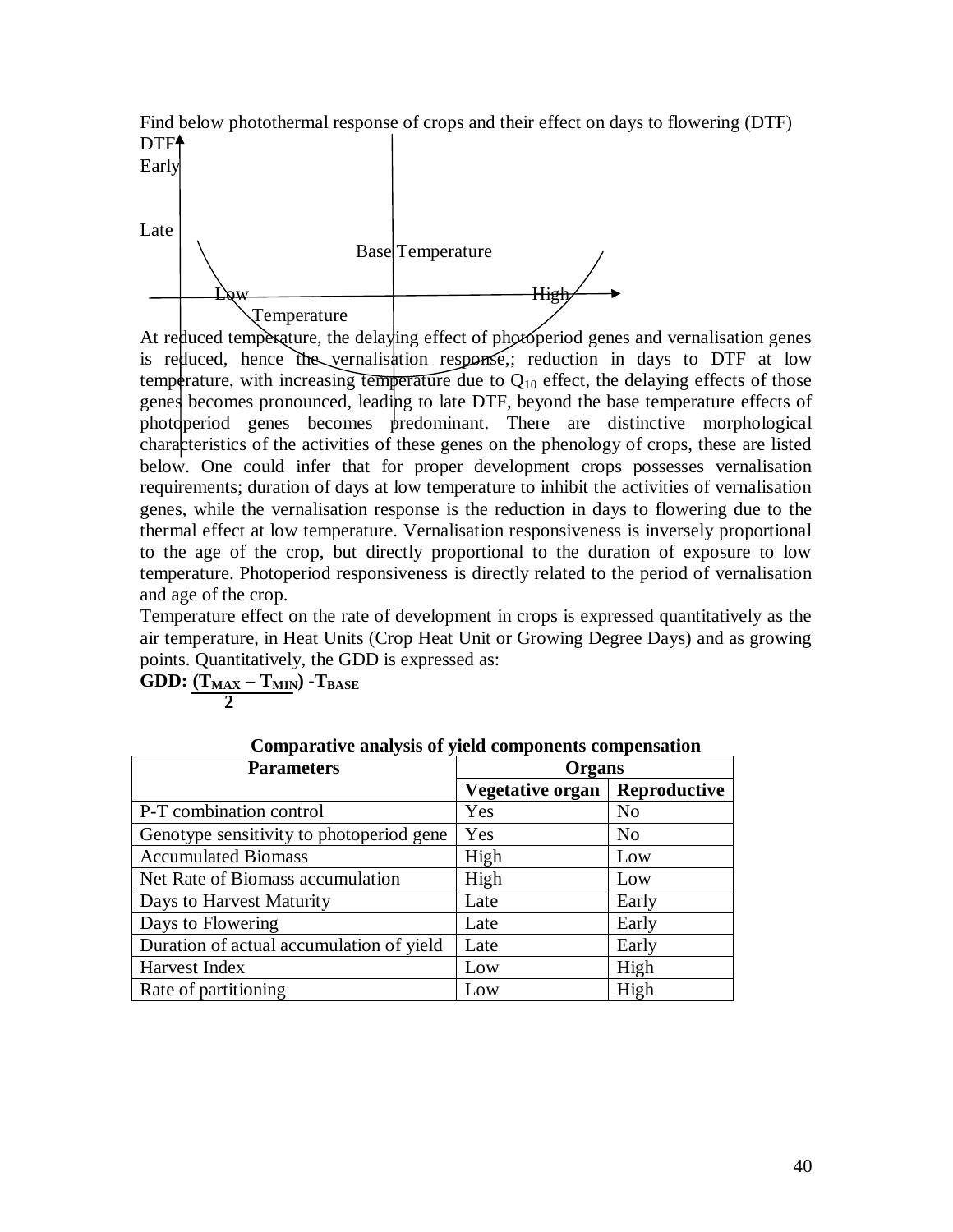Find below photothermal response of crops and their effect on days to flowering (DTF)

DTF

Early

Late

Base Temperature

Low High

Temperature

At reduced temperature, the delaying effect of photoperiod genes and vernalisation genes is reduced, hence the vernalisation response,; reduction in days to DTF at low temperature, with increasing temperature due to $Q_{10}$ effect, the delaying effects of those genes becomes pronounced, leading to late DTF, beyond the base temperature effects of photoperiod genes becomes predominant. There are distinctive morphological characteristics of the activities of these genes on the phenology of crops, these are listed below. One could infer that for proper development crops possesses vernalisation requirements; duration of days at low temperature to inhibit the activities of vernalisation genes, while the vernalisation response is the reduction in days to flowering due to the thermal effect at low temperature. Vernalisation responsiveness is inversely proportional to the age of the crop, but directly proportional to the duration of exposure to low temperature. Photoperiod responsiveness is directly related to the period of vernalisation and age of the crop.

Temperature effect on the rate of development in crops is expressed quantitatively as the air temperature, in Heat Units (Crop Heat Unit or Growing Degree Days) and as growing points. Quantitatively, the GDD is expressed as:

**GDD:** $$\frac{(T_{MAX} - T_{MIN})}{2} - T_{BASE}$$

**Comparative analysis of yield components compensation**

| Parameters | Organs | |
|---|---|---|
| | **Vegetative organ** | **Reproductive** |
| P-T combination control | Yes | No |
| Genotype sensitivity to photoperiod gene | Yes | No |
| Accumulated Biomass | High | Low |
| Net Rate of Biomass accumulation | High | Low |
| Days to Harvest Maturity | Late | Early |
| Days to Flowering | Late | Early |
| Duration of actual accumulation of yield | Late | Early |
| Harvest Index | Low | High |
| Rate of partitioning | Low | High |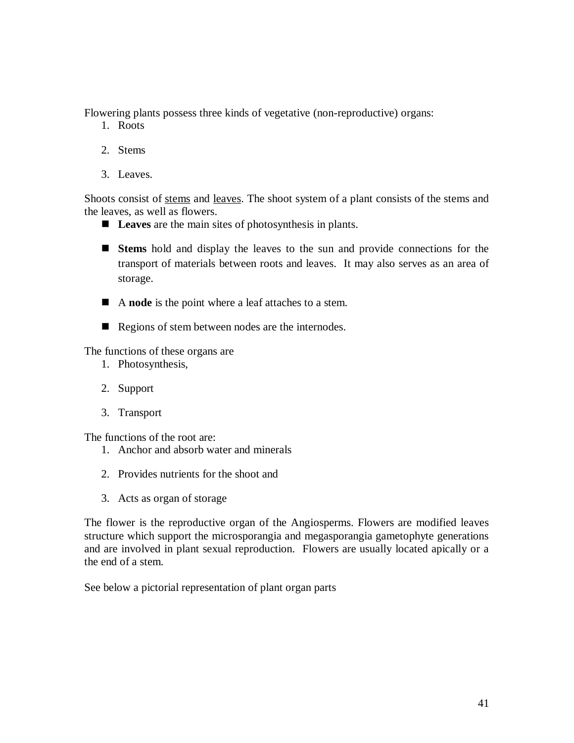Flowering plants possess three kinds of vegetative (non-reproductive) organs:

1. Roots
2. Stems
3. Leaves.

Shoots consist of <u>stems</u> and <u>leaves</u>. The shoot system of a plant consists of the stems and the leaves, as well as flowers.

- **Leaves** are the main sites of photosynthesis in plants.
- **Stems** hold and display the leaves to the sun and provide connections for the transport of materials between roots and leaves. It may also serves as an area of storage.
- A **node** is the point where a leaf attaches to a stem.
- Regions of stem between nodes are the internodes.

The functions of these organs are

1. Photosynthesis,
2. Support
3. Transport

The functions of the root are:

1. Anchor and absorb water and minerals
2. Provides nutrients for the shoot and
3. Acts as organ of storage

The flower is the reproductive organ of the Angiosperms. Flowers are modified leaves structure which support the microsporangia and megasporangia gametophyte generations and are involved in plant sexual reproduction. Flowers are usually located apically or a the end of a stem.

See below a pictorial representation of plant organ parts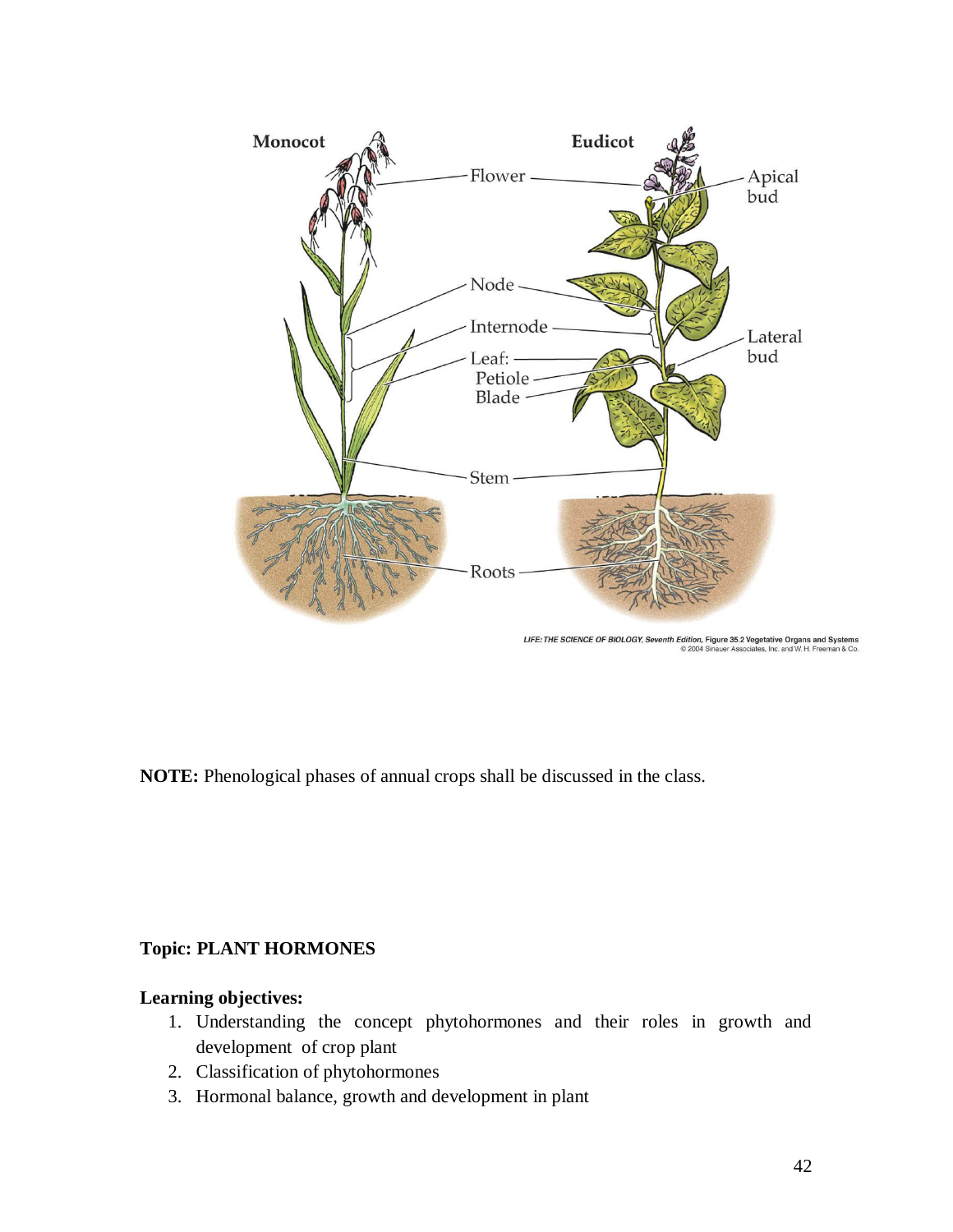**NOTE:** Phenological phases of annual crops shall be discussed in the class.

**Topic: PLANT HORMONES**

**Learning objectives:**

1. Understanding the concept phytohormones and their roles in growth and development of crop plant
2. Classification of phytohormones
3. Hormonal balance, growth and development in plant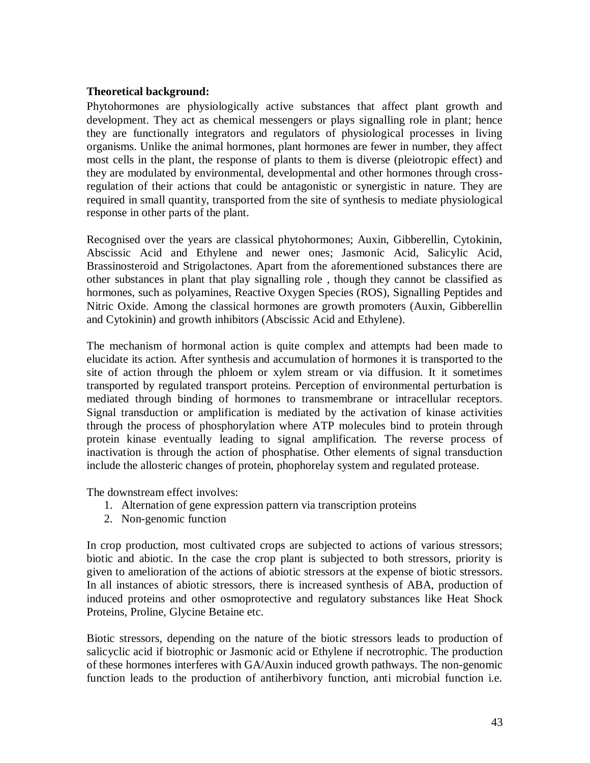**Theoretical background:**

Phytohormones are physiologically active substances that affect plant growth and development. They act as chemical messengers or plays signalling role in plant; hence they are functionally integrators and regulators of physiological processes in living organisms. Unlike the animal hormones, plant hormones are fewer in number, they affect most cells in the plant, the response of plants to them is diverse (pleiotropic effect) and they are modulated by environmental, developmental and other hormones through cross-regulation of their actions that could be antagonistic or synergistic in nature. They are required in small quantity, transported from the site of synthesis to mediate physiological response in other parts of the plant.

Recognised over the years are classical phytohormones; Auxin, Gibberellin, Cytokinin, Abscissic Acid and Ethylene and newer ones; Jasmonic Acid, Salicylic Acid, Brassinosteroid and Strigolactones. Apart from the aforementioned substances there are other substances in plant that play signalling role , though they cannot be classified as hormones, such as polyamines, Reactive Oxygen Species (ROS), Signalling Peptides and Nitric Oxide. Among the classical hormones are growth promoters (Auxin, Gibberellin and Cytokinin) and growth inhibitors (Abscissic Acid and Ethylene).

The mechanism of hormonal action is quite complex and attempts had been made to elucidate its action. After synthesis and accumulation of hormones it is transported to the site of action through the phloem or xylem stream or via diffusion. It it sometimes transported by regulated transport proteins. Perception of environmental perturbation is mediated through binding of hormones to transmembrane or intracellular receptors. Signal transduction or amplification is mediated by the activation of kinase activities through the process of phosphorylation where ATP molecules bind to protein through protein kinase eventually leading to signal amplification. The reverse process of inactivation is through the action of phosphatise. Other elements of signal transduction include the allosteric changes of protein, phophorelay system and regulated protease.

The downstream effect involves:

1. Alternation of gene expression pattern via transcription proteins
2. Non-genomic function

In crop production, most cultivated crops are subjected to actions of various stressors; biotic and abiotic. In the case the crop plant is subjected to both stressors, priority is given to amelioration of the actions of abiotic stressors at the expense of biotic stressors. In all instances of abiotic stressors, there is increased synthesis of ABA, production of induced proteins and other osmoprotective and regulatory substances like Heat Shock Proteins, Proline, Glycine Betaine etc.

Biotic stressors, depending on the nature of the biotic stressors leads to production of salicyclic acid if biotrophic or Jasmonic acid or Ethylene if necrotrophic. The production of these hormones interferes with GA/Auxin induced growth pathways. The non-genomic function leads to the production of antiherbivory function, anti microbial function i.e.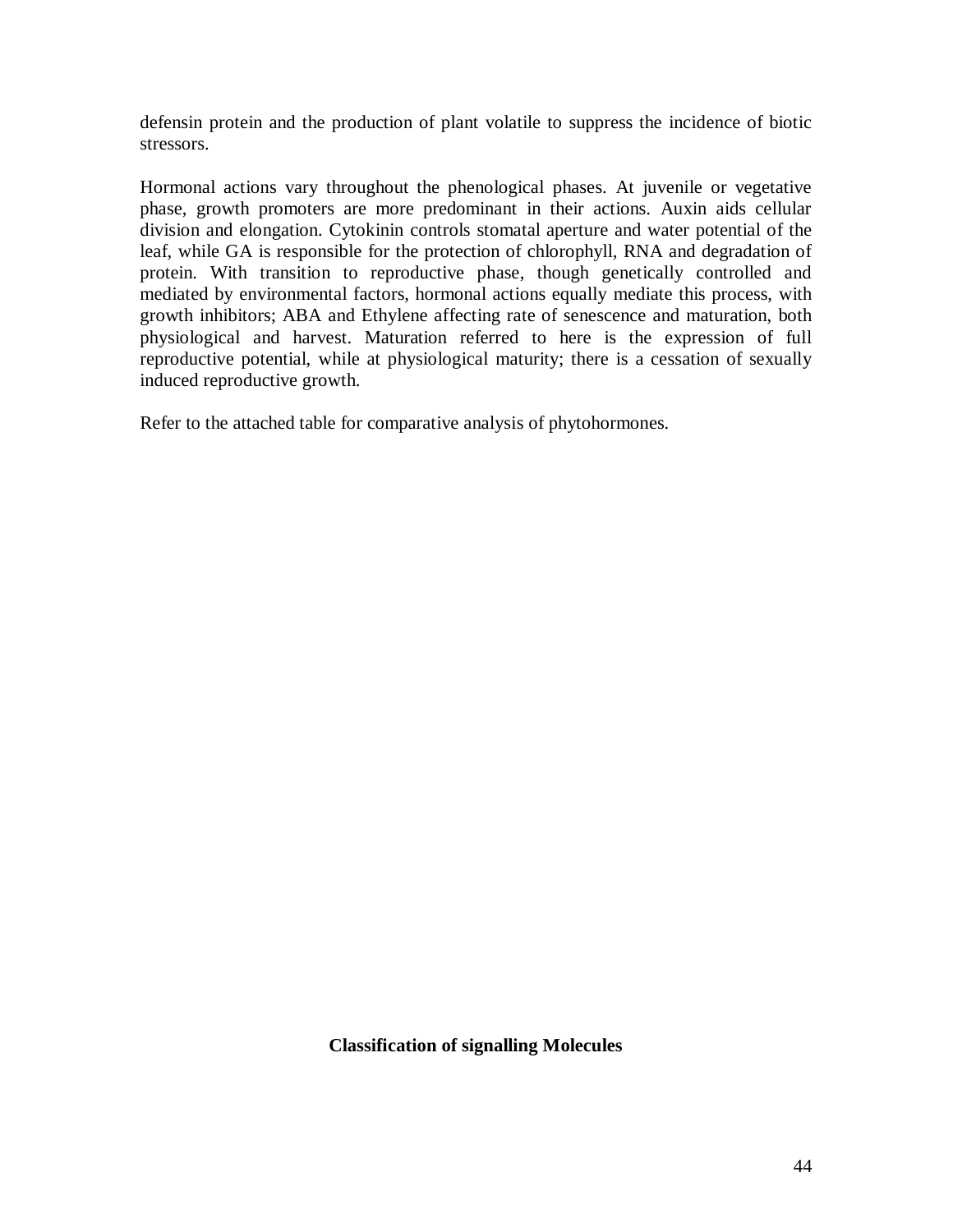defensin protein and the production of plant volatile to suppress the incidence of biotic stressors.

Hormonal actions vary throughout the phenological phases. At juvenile or vegetative phase, growth promoters are more predominant in their actions. Auxin aids cellular division and elongation. Cytokinin controls stomatal aperture and water potential of the leaf, while GA is responsible for the protection of chlorophyll, RNA and degradation of protein. With transition to reproductive phase, though genetically controlled and mediated by environmental factors, hormonal actions equally mediate this process, with growth inhibitors; ABA and Ethylene affecting rate of senescence and maturation, both physiological and harvest. Maturation referred to here is the expression of full reproductive potential, while at physiological maturity; there is a cessation of sexually induced reproductive growth.

Refer to the attached table for comparative analysis of phytohormones.

**Classification of signalling Molecules**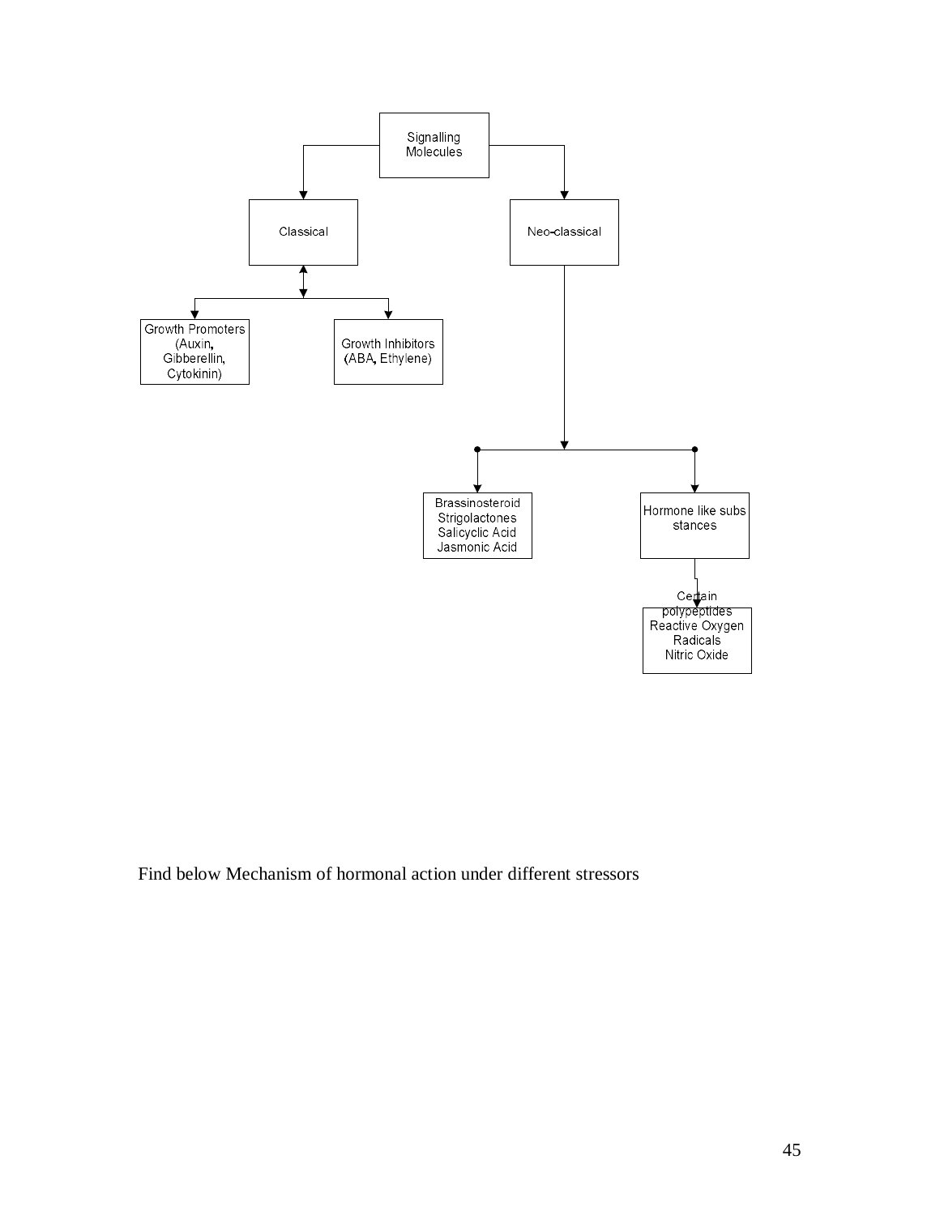Signalling Molecules

- Classical
  - Growth Promoters (Auxin, Gibberellin, Cytokinin)
  - Growth Inhibitors (ABA, Ethylene)
- Neo-classical
  - Brassinosteroid, Strigolactones, Salicyclic Acid, Jasmonic Acid
  - Hormone like subs stances
    - Certain polypeptides, Reactive Oxygen Radicals, Nitric Oxide

Find below Mechanism of hormonal action under different stressors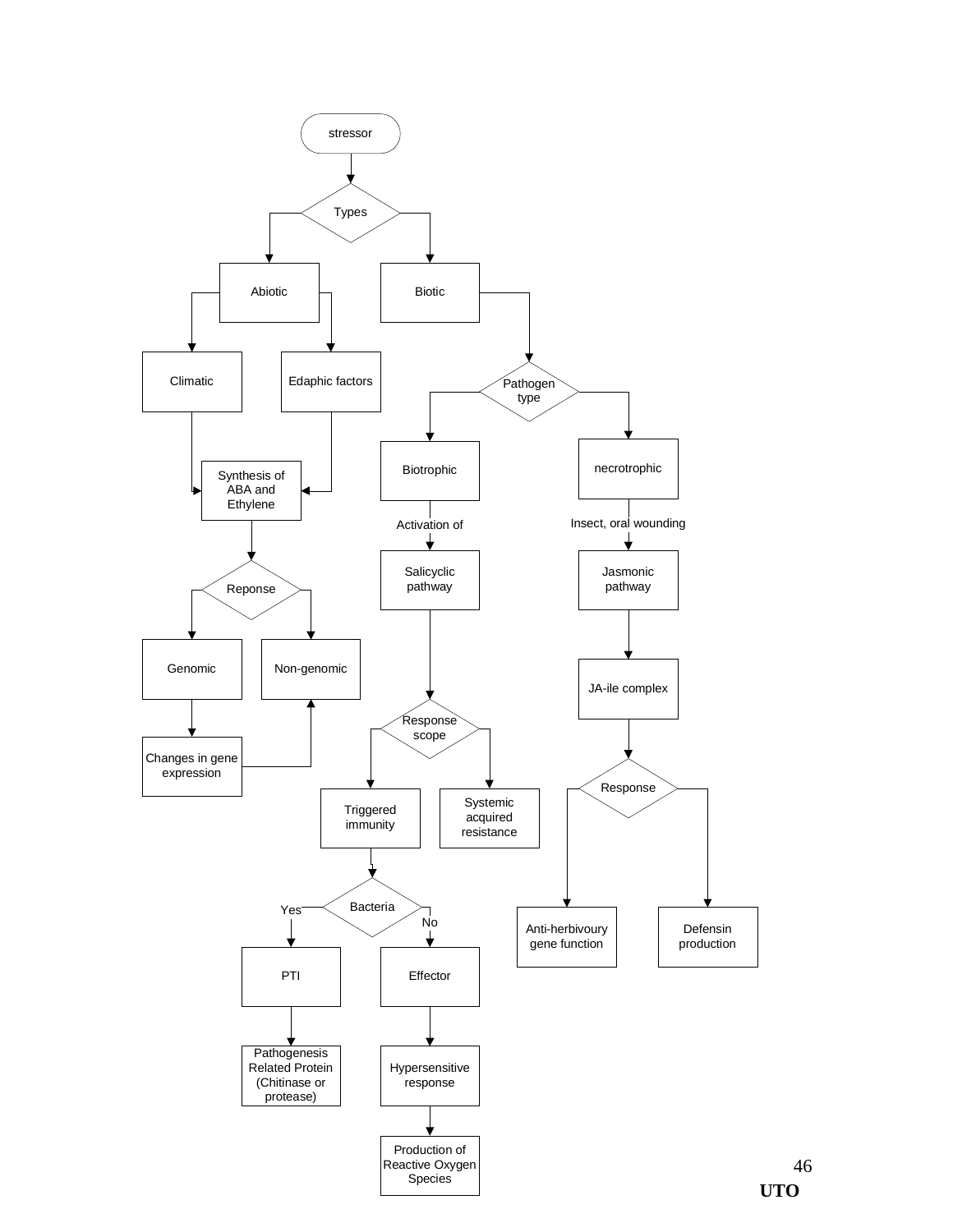- stressor
  - Types
    - Abiotic
      - Climatic → Synthesis of ABA and Ethylene
      - Edaphic factors → Synthesis of ABA and Ethylene
        - Reponse
          - Genomic → Changes in gene expression → Non-genomic
          - Non-genomic
    - Biotic
      - Pathogen type
        - Biotrophic
          - Activation of → Salicyclic pathway
            - Response scope
              - Triggered immunity
                - Bacteria
                  - Yes → PTI → Pathogenesis Related Protein (Chitinase or protease)
                  - No → Effector → Hypersensitive response → Production of Reactive Oxygen Species
              - Systemic acquired resistance
        - necrotrophic
          - Insect, oral wounding → Jasmonic pathway → JA-ile complex
            - Response
              - Anti-herbivoury gene function
              - Defensin production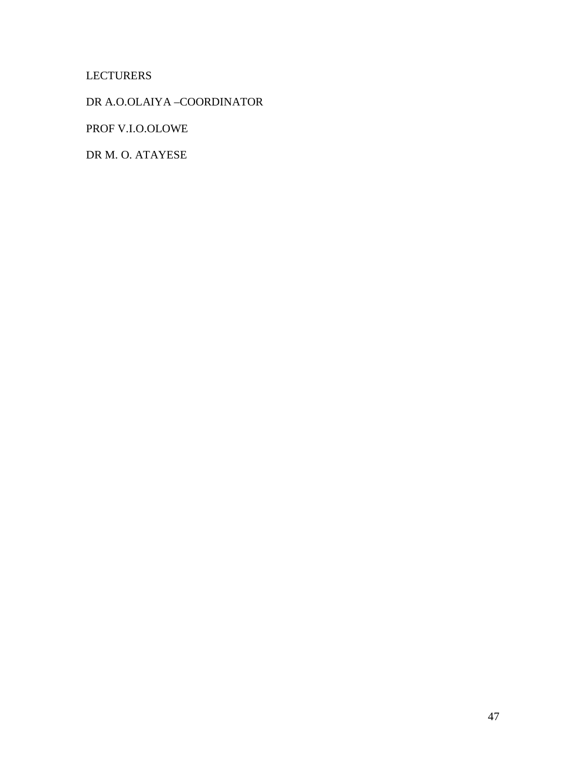LECTURERS

DR A.O.OLAIYA –COORDINATOR

PROF V.I.O.OLOWE

DR M. O. ATAYESE